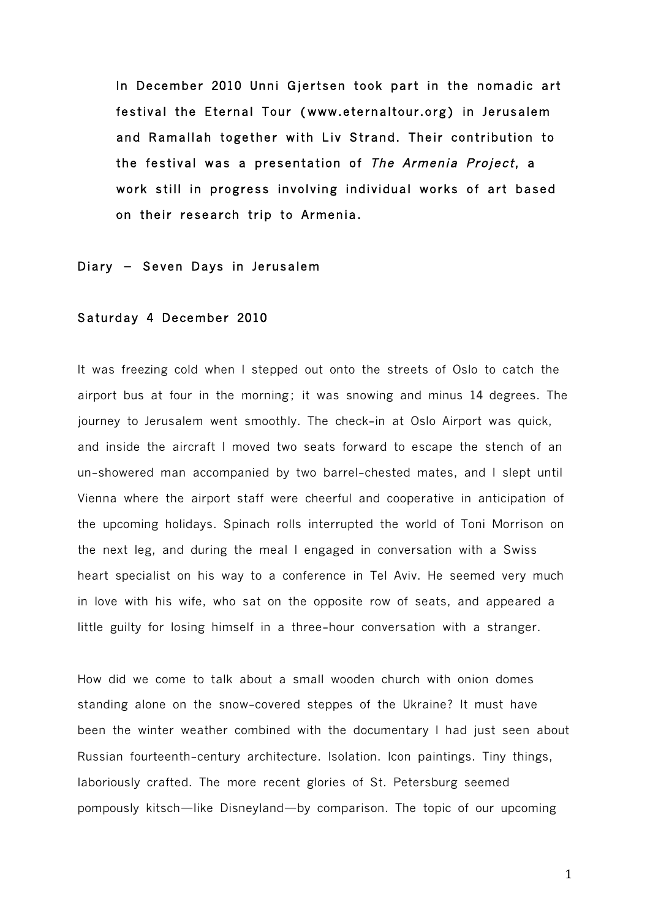**In December 2010 Unni Gjertsen took part in the nomadic art festival the Eternal Tour (www.eternaltour.org) in Jerusalem and Ramallah together with Liv Strand. Their contribution to the festival was a presentation of *The Armenia Project*, a work still in progress involving individual works of art based on their research trip to Armenia.**

## Diary – Seven Days in Jerusalem

### Saturday 4 December 2010

It was freezing cold when I stepped out onto the streets of Oslo to catch the airport bus at four in the morning; it was snowing and minus 14 degrees. The journey to Jerusalem went smoothly. The check-in at Oslo Airport was quick, and inside the aircraft I moved two seats forward to escape the stench of an un-showered man accompanied by two barrel-chested mates, and I slept until Vienna where the airport staff were cheerful and cooperative in anticipation of the upcoming holidays. Spinach rolls interrupted the world of Toni Morrison on the next leg, and during the meal I engaged in conversation with a Swiss heart specialist on his way to a conference in Tel Aviv. He seemed very much in love with his wife, who sat on the opposite row of seats, and appeared a little guilty for losing himself in a three-hour conversation with a stranger.

How did we come to talk about a small wooden church with onion domes standing alone on the snow-covered steppes of the Ukraine? It must have been the winter weather combined with the documentary I had just seen about Russian fourteenth-century architecture. Isolation. Icon paintings. Tiny things, laboriously crafted. The more recent glories of St. Petersburg seemed pompously kitsch—like Disneyland—by comparison. The topic of our upcoming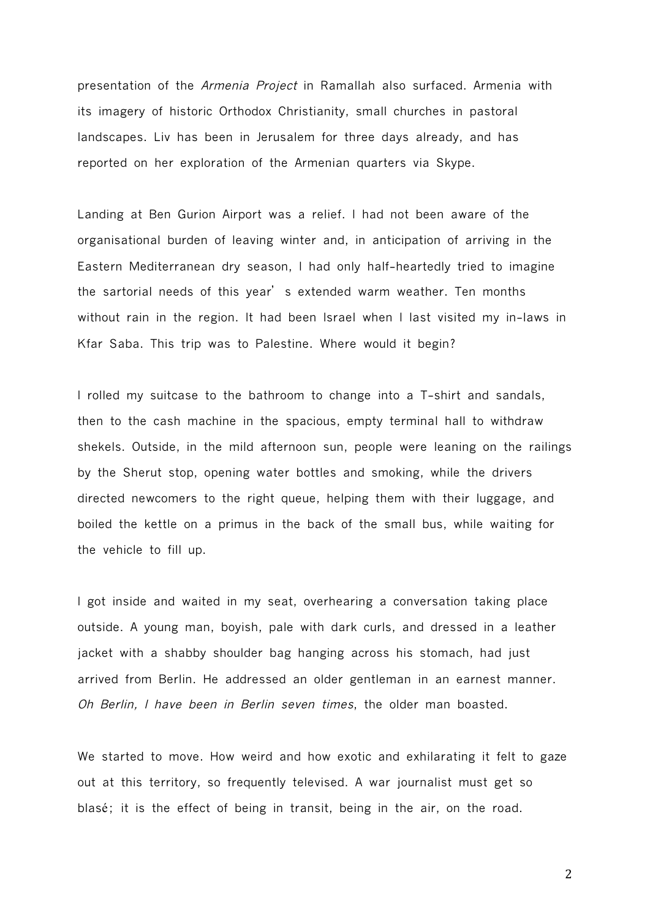presentation of the *Armenia Project* in Ramallah also surfaced. Armenia with its imagery of historic Orthodox Christianity, small churches in pastoral landscapes. Liv has been in Jerusalem for three days already, and has reported on her exploration of the Armenian quarters via Skype.

Landing at Ben Gurion Airport was a relief. I had not been aware of the organisational burden of leaving winter and, in anticipation of arriving in the Eastern Mediterranean dry season, I had only half-heartedly tried to imagine the sartorial needs of this year's extended warm weather. Ten months without rain in the region. It had been Israel when I last visited my in-laws in Kfar Saba. This trip was to Palestine. Where would it begin?

I rolled my suitcase to the bathroom to change into a T-shirt and sandals, then to the cash machine in the spacious, empty terminal hall to withdraw shekels. Outside, in the mild afternoon sun, people were leaning on the railings by the Sherut stop, opening water bottles and smoking, while the drivers directed newcomers to the right queue, helping them with their luggage, and boiled the kettle on a primus in the back of the small bus, while waiting for the vehicle to fill up.

I got inside and waited in my seat, overhearing a conversation taking place outside. A young man, boyish, pale with dark curls, and dressed in a leather jacket with a shabby shoulder bag hanging across his stomach, had just arrived from Berlin. He addressed an older gentleman in an earnest manner. *Oh Berlin, I have been in Berlin seven times*, the older man boasted.

We started to move. How weird and how exotic and exhilarating it felt to gaze out at this territory, so frequently televised. A war journalist must get so blasé; it is the effect of being in transit, being in the air, on the road.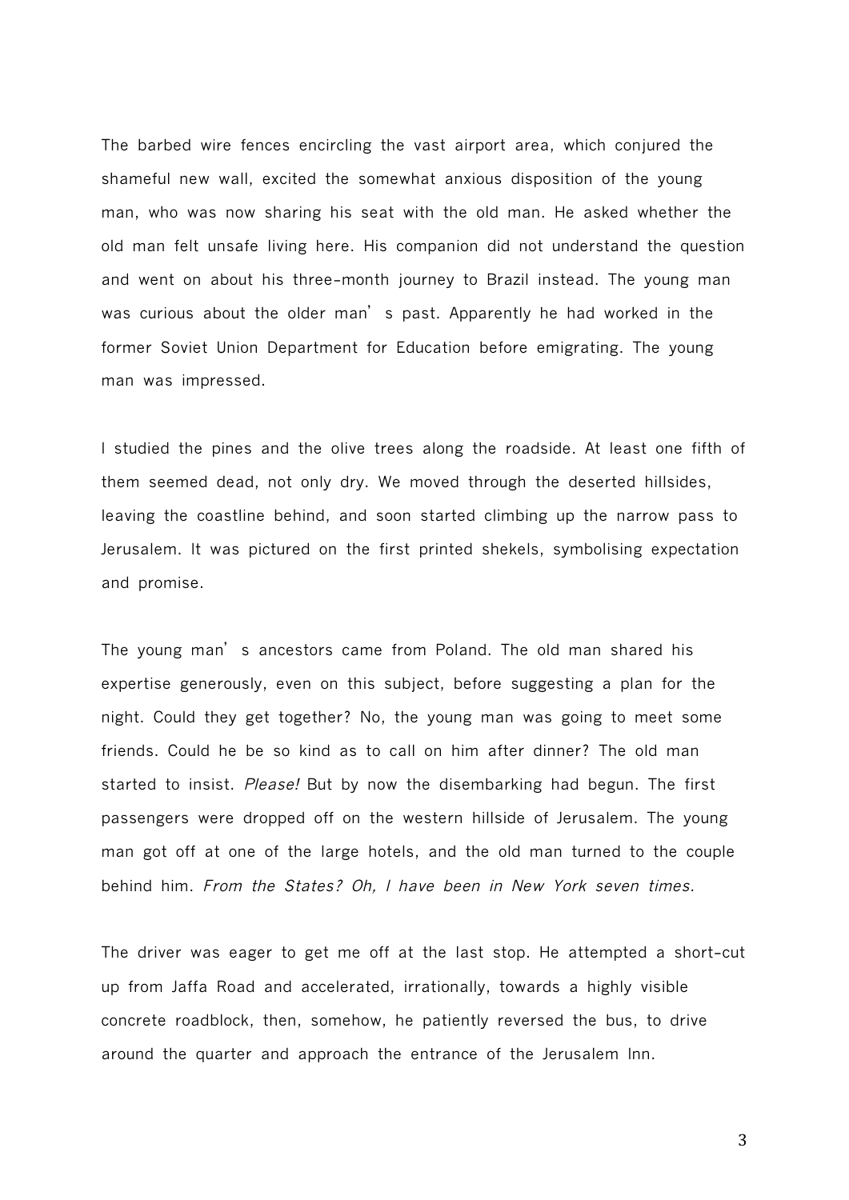The barbed wire fences encircling the vast airport area, which conjured the shameful new wall, excited the somewhat anxious disposition of the young man, who was now sharing his seat with the old man. He asked whether the old man felt unsafe living here. His companion did not understand the question and went on about his three-month journey to Brazil instead. The young man was curious about the older man's past. Apparently he had worked in the former Soviet Union Department for Education before emigrating. The young man was impressed.

I studied the pines and the olive trees along the roadside. At least one fifth of them seemed dead, not only dry. We moved through the deserted hillsides, leaving the coastline behind, and soon started climbing up the narrow pass to Jerusalem. It was pictured on the first printed shekels, symbolising expectation and promise.

The young man's ancestors came from Poland. The old man shared his expertise generously, even on this subject, before suggesting a plan for the night. Could they get together? No, the young man was going to meet some friends. Could he be so kind as to call on him after dinner? The old man started to insist. *Please!* But by now the disembarking had begun. The first passengers were dropped off on the western hillside of Jerusalem. The young man got off at one of the large hotels, and the old man turned to the couple behind him. *From the States? Oh, I have been in New York seven times.*

The driver was eager to get me off at the last stop. He attempted a short-cut up from Jaffa Road and accelerated, irrationally, towards a highly visible concrete roadblock, then, somehow, he patiently reversed the bus, to drive around the quarter and approach the entrance of the Jerusalem Inn.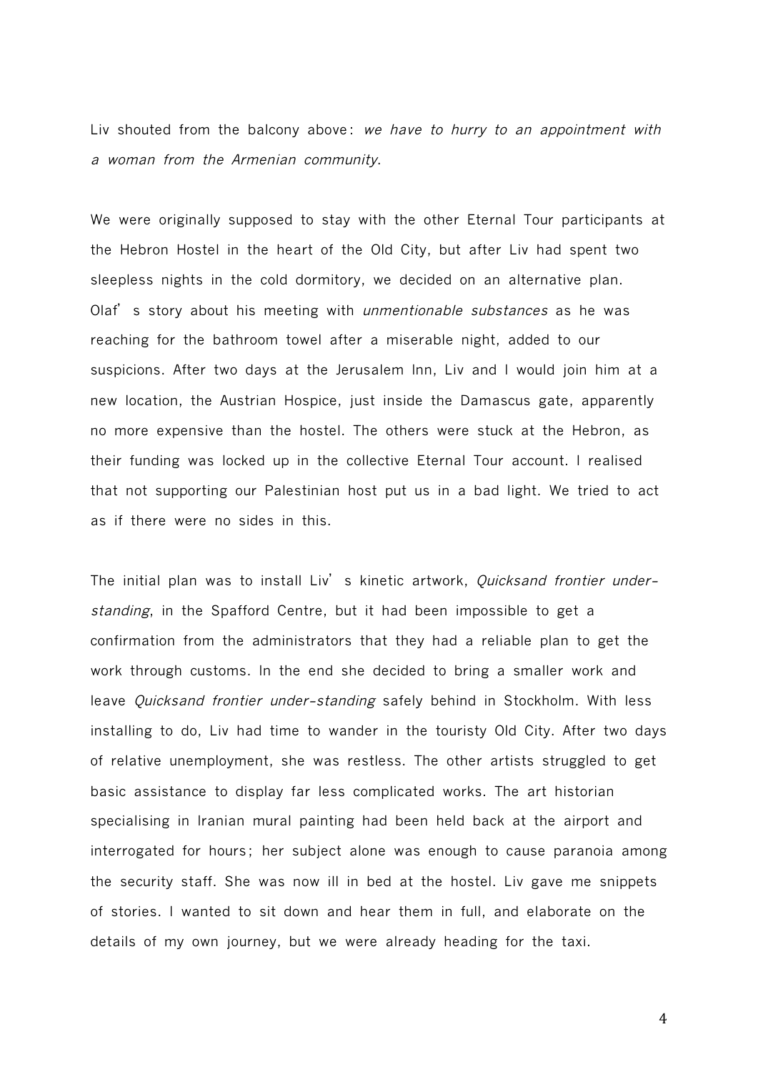Liv shouted from the balcony above: *we have to hurry to an appointment with a woman from the Armenian community*.

We were originally supposed to stay with the other Eternal Tour participants at the Hebron Hostel in the heart of the Old City, but after Liv had spent two sleepless nights in the cold dormitory, we decided on an alternative plan. Olaf's story about his meeting with *unmentionable substances* as he was reaching for the bathroom towel after a miserable night, added to our suspicions. After two days at the Jerusalem Inn, Liv and I would join him at a new location, the Austrian Hospice, just inside the Damascus gate, apparently no more expensive than the hostel. The others were stuck at the Hebron, as their funding was locked up in the collective Eternal Tour account. I realised that not supporting our Palestinian host put us in a bad light. We tried to act as if there were no sides in this.

The initial plan was to install Liv's kinetic artwork, *Quicksand frontier under-standing*, in the Spafford Centre, but it had been impossible to get a confirmation from the administrators that they had a reliable plan to get the work through customs. In the end she decided to bring a smaller work and leave *Quicksand frontier under-standing* safely behind in Stockholm. With less installing to do, Liv had time to wander in the touristy Old City. After two days of relative unemployment, she was restless. The other artists struggled to get basic assistance to display far less complicated works. The art historian specialising in Iranian mural painting had been held back at the airport and interrogated for hours; her subject alone was enough to cause paranoia among the security staff. She was now ill in bed at the hostel. Liv gave me snippets of stories. I wanted to sit down and hear them in full, and elaborate on the details of my own journey, but we were already heading for the taxi.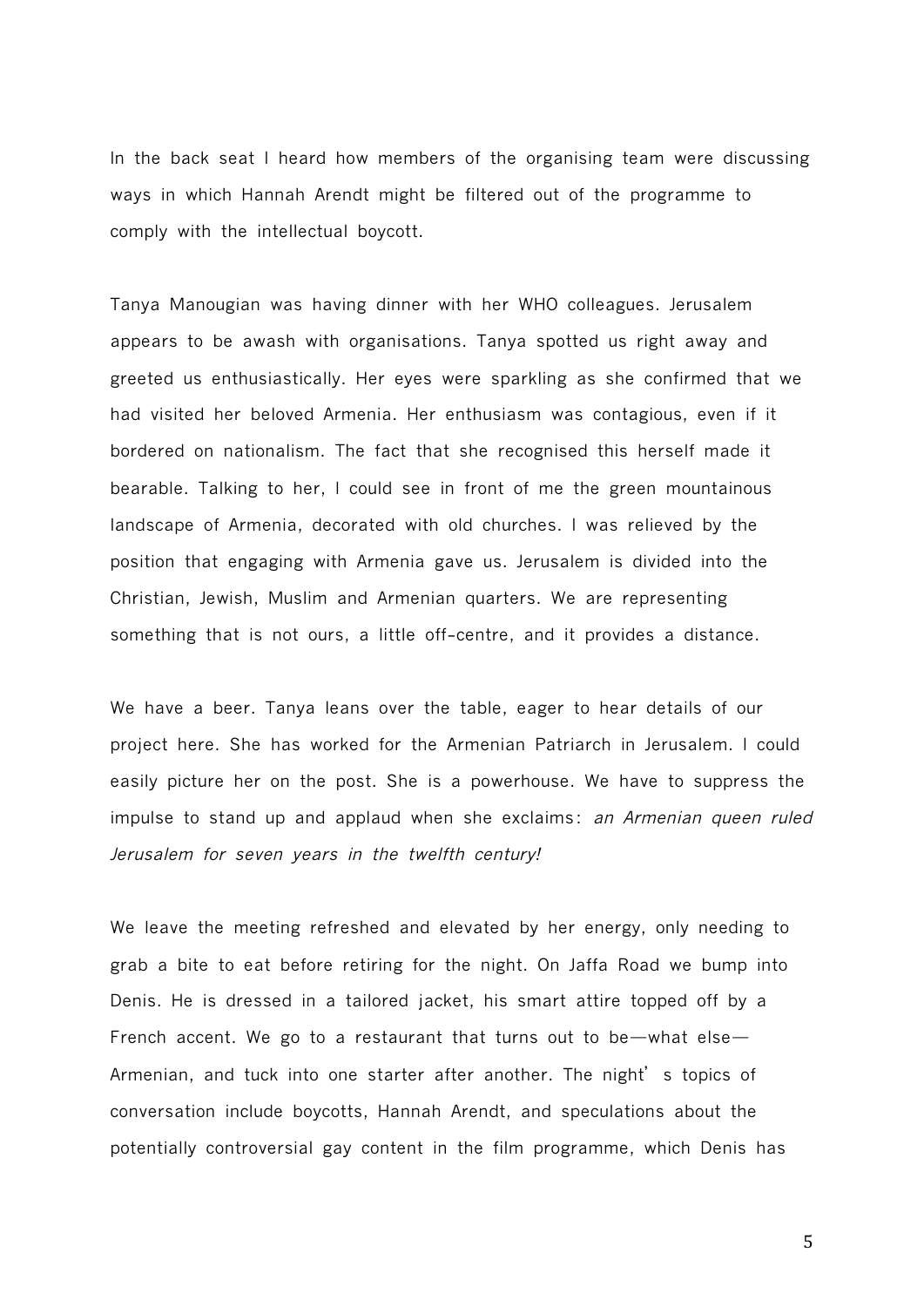In the back seat I heard how members of the organising team were discussing ways in which Hannah Arendt might be filtered out of the programme to comply with the intellectual boycott.

Tanya Manougian was having dinner with her WHO colleagues. Jerusalem appears to be awash with organisations. Tanya spotted us right away and greeted us enthusiastically. Her eyes were sparkling as she confirmed that we had visited her beloved Armenia. Her enthusiasm was contagious, even if it bordered on nationalism. The fact that she recognised this herself made it bearable. Talking to her, I could see in front of me the green mountainous landscape of Armenia, decorated with old churches. I was relieved by the position that engaging with Armenia gave us. Jerusalem is divided into the Christian, Jewish, Muslim and Armenian quarters. We are representing something that is not ours, a little off-centre, and it provides a distance.

We have a beer. Tanya leans over the table, eager to hear details of our project here. She has worked for the Armenian Patriarch in Jerusalem. I could easily picture her on the post. She is a powerhouse. We have to suppress the impulse to stand up and applaud when she exclaims: *an Armenian queen ruled Jerusalem for seven years in the twelfth century!*

We leave the meeting refreshed and elevated by her energy, only needing to grab a bite to eat before retiring for the night. On Jaffa Road we bump into Denis. He is dressed in a tailored jacket, his smart attire topped off by a French accent. We go to a restaurant that turns out to be—what else—Armenian, and tuck into one starter after another. The night's topics of conversation include boycotts, Hannah Arendt, and speculations about the potentially controversial gay content in the film programme, which Denis has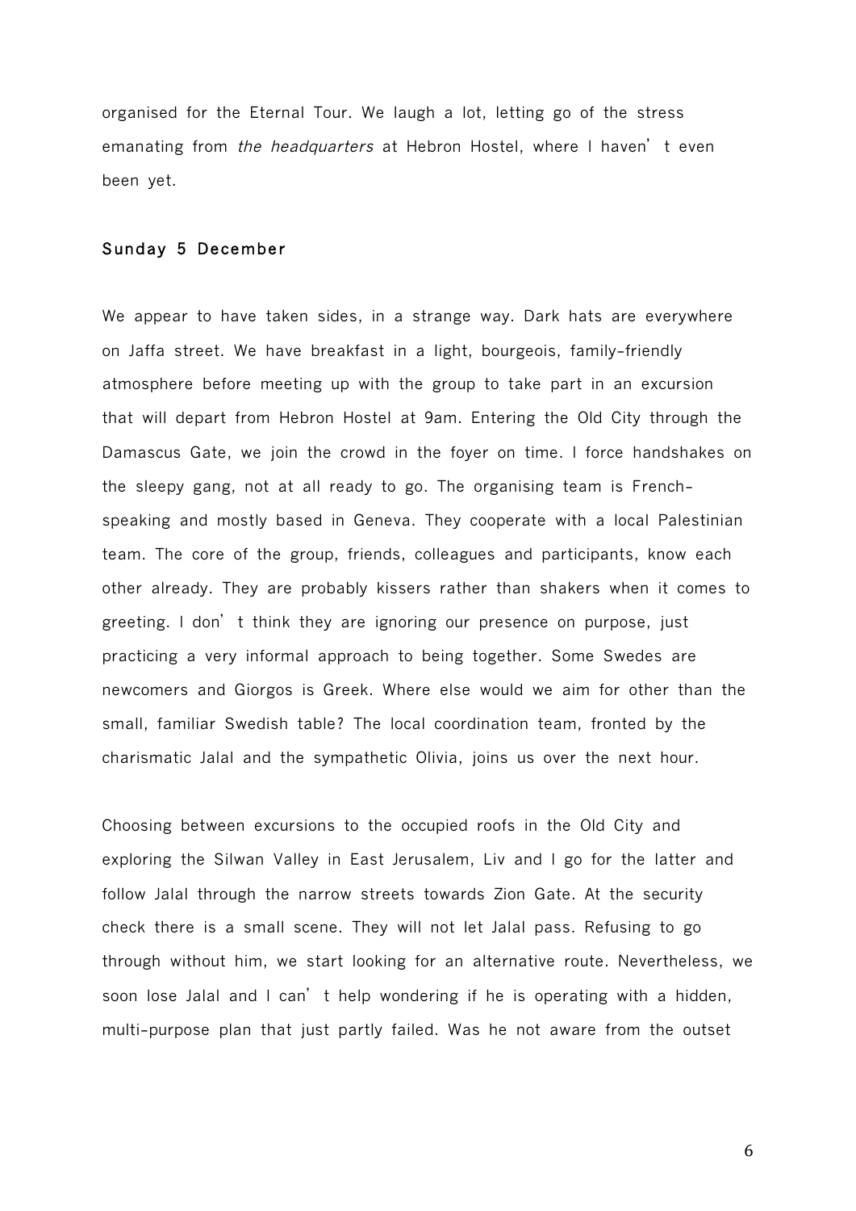organised for the Eternal Tour. We laugh a lot, letting go of the stress emanating from *the headquarters* at Hebron Hostel, where I haven't even been yet.

### Sunday 5 December

We appear to have taken sides, in a strange way. Dark hats are everywhere on Jaffa street. We have breakfast in a light, bourgeois, family-friendly atmosphere before meeting up with the group to take part in an excursion that will depart from Hebron Hostel at 9am. Entering the Old City through the Damascus Gate, we join the crowd in the foyer on time. I force handshakes on the sleepy gang, not at all ready to go. The organising team is French-speaking and mostly based in Geneva. They cooperate with a local Palestinian team. The core of the group, friends, colleagues and participants, know each other already. They are probably kissers rather than shakers when it comes to greeting. I don't think they are ignoring our presence on purpose, just practicing a very informal approach to being together. Some Swedes are newcomers and Giorgos is Greek. Where else would we aim for other than the small, familiar Swedish table? The local coordination team, fronted by the charismatic Jalal and the sympathetic Olivia, joins us over the next hour.

Choosing between excursions to the occupied roofs in the Old City and exploring the Silwan Valley in East Jerusalem, Liv and I go for the latter and follow Jalal through the narrow streets towards Zion Gate. At the security check there is a small scene. They will not let Jalal pass. Refusing to go through without him, we start looking for an alternative route. Nevertheless, we soon lose Jalal and I can't help wondering if he is operating with a hidden, multi-purpose plan that just partly failed. Was he not aware from the outset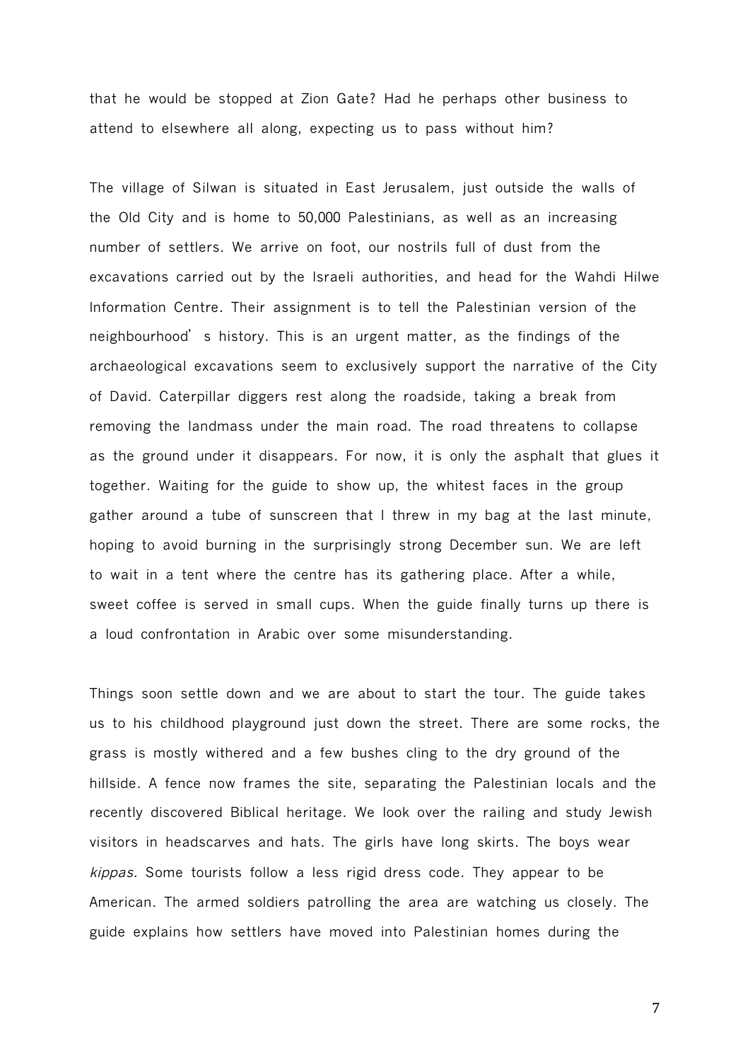that he would be stopped at Zion Gate? Had he perhaps other business to attend to elsewhere all along, expecting us to pass without him?

The village of Silwan is situated in East Jerusalem, just outside the walls of the Old City and is home to 50,000 Palestinians, as well as an increasing number of settlers. We arrive on foot, our nostrils full of dust from the excavations carried out by the Israeli authorities, and head for the Wahdi Hilwe Information Centre. Their assignment is to tell the Palestinian version of the neighbourhood's history. This is an urgent matter, as the findings of the archaeological excavations seem to exclusively support the narrative of the City of David. Caterpillar diggers rest along the roadside, taking a break from removing the landmass under the main road. The road threatens to collapse as the ground under it disappears. For now, it is only the asphalt that glues it together. Waiting for the guide to show up, the whitest faces in the group gather around a tube of sunscreen that I threw in my bag at the last minute, hoping to avoid burning in the surprisingly strong December sun. We are left to wait in a tent where the centre has its gathering place. After a while, sweet coffee is served in small cups. When the guide finally turns up there is a loud confrontation in Arabic over some misunderstanding.

Things soon settle down and we are about to start the tour. The guide takes us to his childhood playground just down the street. There are some rocks, the grass is mostly withered and a few bushes cling to the dry ground of the hillside. A fence now frames the site, separating the Palestinian locals and the recently discovered Biblical heritage. We look over the railing and study Jewish visitors in headscarves and hats. The girls have long skirts. The boys wear *kippas*. Some tourists follow a less rigid dress code. They appear to be American. The armed soldiers patrolling the area are watching us closely. The guide explains how settlers have moved into Palestinian homes during the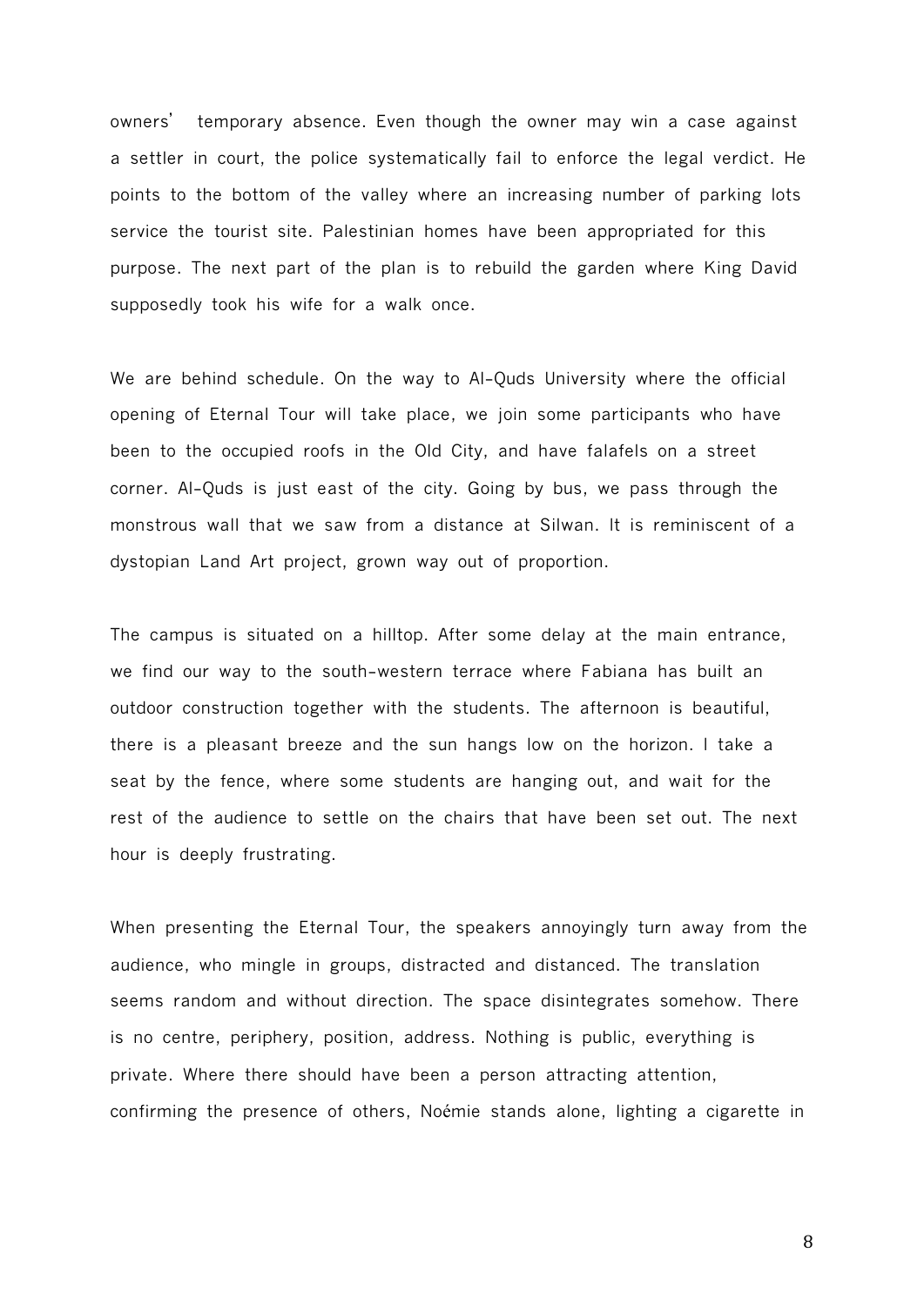owners' temporary absence. Even though the owner may win a case against a settler in court, the police systematically fail to enforce the legal verdict. He points to the bottom of the valley where an increasing number of parking lots service the tourist site. Palestinian homes have been appropriated for this purpose. The next part of the plan is to rebuild the garden where King David supposedly took his wife for a walk once.

We are behind schedule. On the way to Al-Quds University where the official opening of Eternal Tour will take place, we join some participants who have been to the occupied roofs in the Old City, and have falafels on a street corner. Al-Quds is just east of the city. Going by bus, we pass through the monstrous wall that we saw from a distance at Silwan. It is reminiscent of a dystopian Land Art project, grown way out of proportion.

The campus is situated on a hilltop. After some delay at the main entrance, we find our way to the south-western terrace where Fabiana has built an outdoor construction together with the students. The afternoon is beautiful, there is a pleasant breeze and the sun hangs low on the horizon. I take a seat by the fence, where some students are hanging out, and wait for the rest of the audience to settle on the chairs that have been set out. The next hour is deeply frustrating.

When presenting the Eternal Tour, the speakers annoyingly turn away from the audience, who mingle in groups, distracted and distanced. The translation seems random and without direction. The space disintegrates somehow. There is no centre, periphery, position, address. Nothing is public, everything is private. Where there should have been a person attracting attention, confirming the presence of others, Noémie stands alone, lighting a cigarette in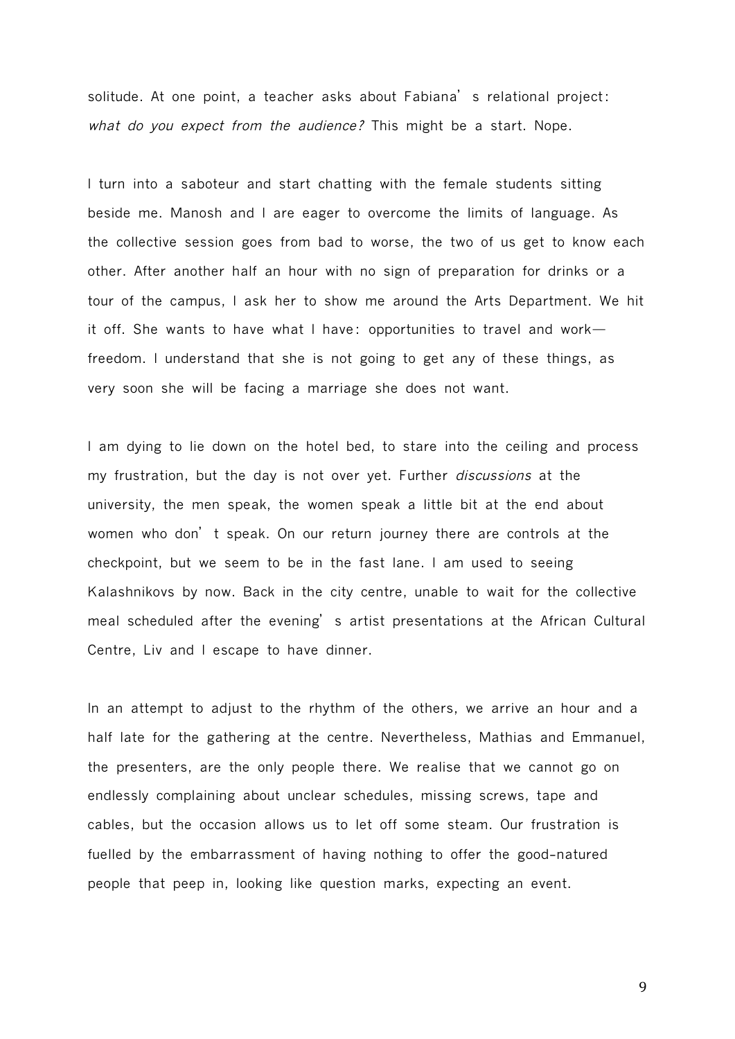solitude. At one point, a teacher asks about Fabiana's relational project: *what do you expect from the audience?* This might be a start. Nope.

I turn into a saboteur and start chatting with the female students sitting beside me. Manosh and I are eager to overcome the limits of language. As the collective session goes from bad to worse, the two of us get to know each other. After another half an hour with no sign of preparation for drinks or a tour of the campus, I ask her to show me around the Arts Department. We hit it off. She wants to have what I have: opportunities to travel and work—freedom. I understand that she is not going to get any of these things, as very soon she will be facing a marriage she does not want.

I am dying to lie down on the hotel bed, to stare into the ceiling and process my frustration, but the day is not over yet. Further *discussions* at the university, the men speak, the women speak a little bit at the end about women who don't speak. On our return journey there are controls at the checkpoint, but we seem to be in the fast lane. I am used to seeing Kalashnikovs by now. Back in the city centre, unable to wait for the collective meal scheduled after the evening's artist presentations at the African Cultural Centre, Liv and I escape to have dinner.

In an attempt to adjust to the rhythm of the others, we arrive an hour and a half late for the gathering at the centre. Nevertheless, Mathias and Emmanuel, the presenters, are the only people there. We realise that we cannot go on endlessly complaining about unclear schedules, missing screws, tape and cables, but the occasion allows us to let off some steam. Our frustration is fuelled by the embarrassment of having nothing to offer the good-natured people that peep in, looking like question marks, expecting an event.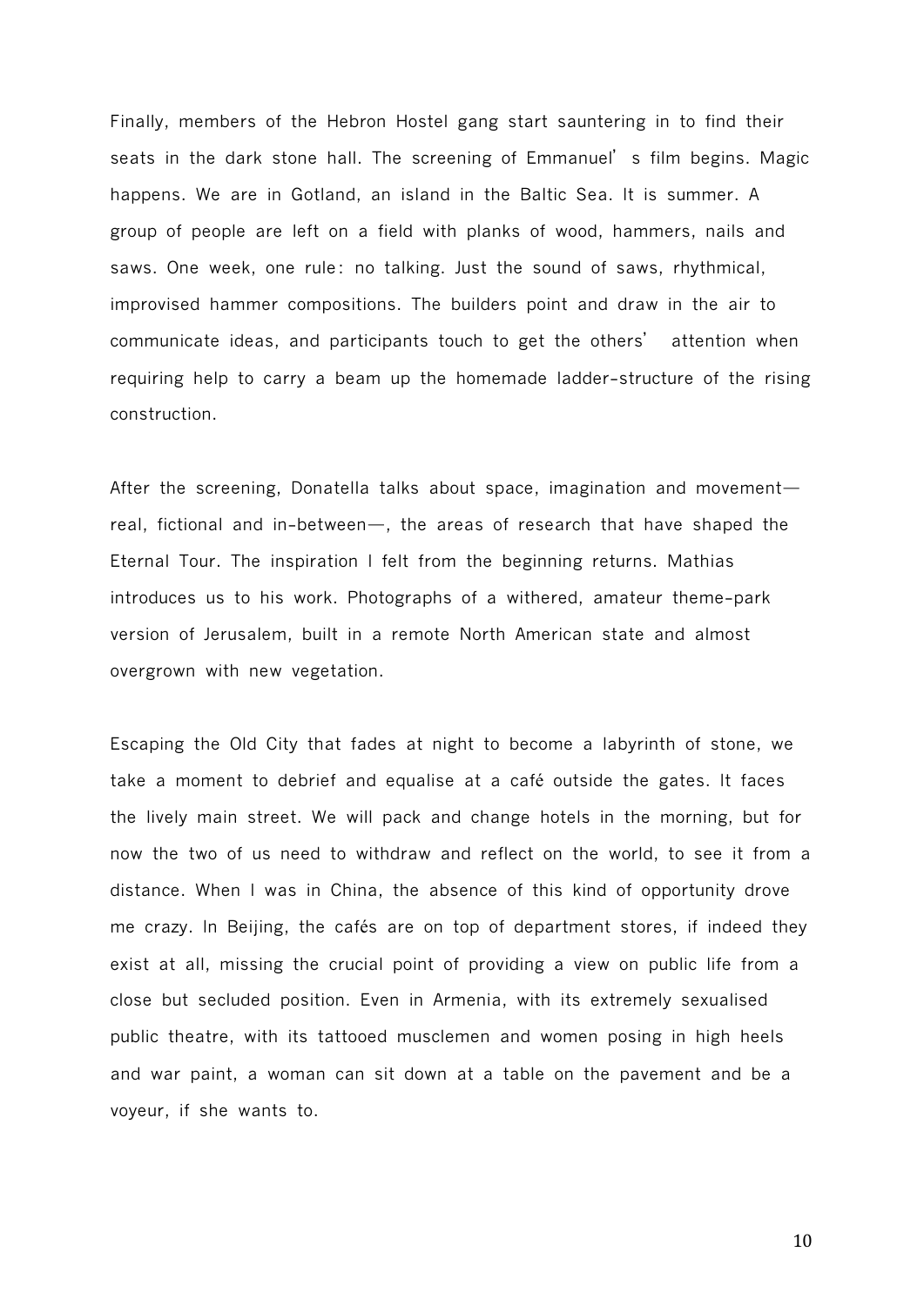Finally, members of the Hebron Hostel gang start sauntering in to find their seats in the dark stone hall. The screening of Emmanuel's film begins. Magic happens. We are in Gotland, an island in the Baltic Sea. It is summer. A group of people are left on a field with planks of wood, hammers, nails and saws. One week, one rule: no talking. Just the sound of saws, rhythmical, improvised hammer compositions. The builders point and draw in the air to communicate ideas, and participants touch to get the others' attention when requiring help to carry a beam up the homemade ladder-structure of the rising construction.

After the screening, Donatella talks about space, imagination and movement—real, fictional and in-between—, the areas of research that have shaped the Eternal Tour. The inspiration I felt from the beginning returns. Mathias introduces us to his work. Photographs of a withered, amateur theme-park version of Jerusalem, built in a remote North American state and almost overgrown with new vegetation.

Escaping the Old City that fades at night to become a labyrinth of stone, we take a moment to debrief and equalise at a café outside the gates. It faces the lively main street. We will pack and change hotels in the morning, but for now the two of us need to withdraw and reflect on the world, to see it from a distance. When I was in China, the absence of this kind of opportunity drove me crazy. In Beijing, the cafés are on top of department stores, if indeed they exist at all, missing the crucial point of providing a view on public life from a close but secluded position. Even in Armenia, with its extremely sexualised public theatre, with its tattooed musclemen and women posing in high heels and war paint, a woman can sit down at a table on the pavement and be a voyeur, if she wants to.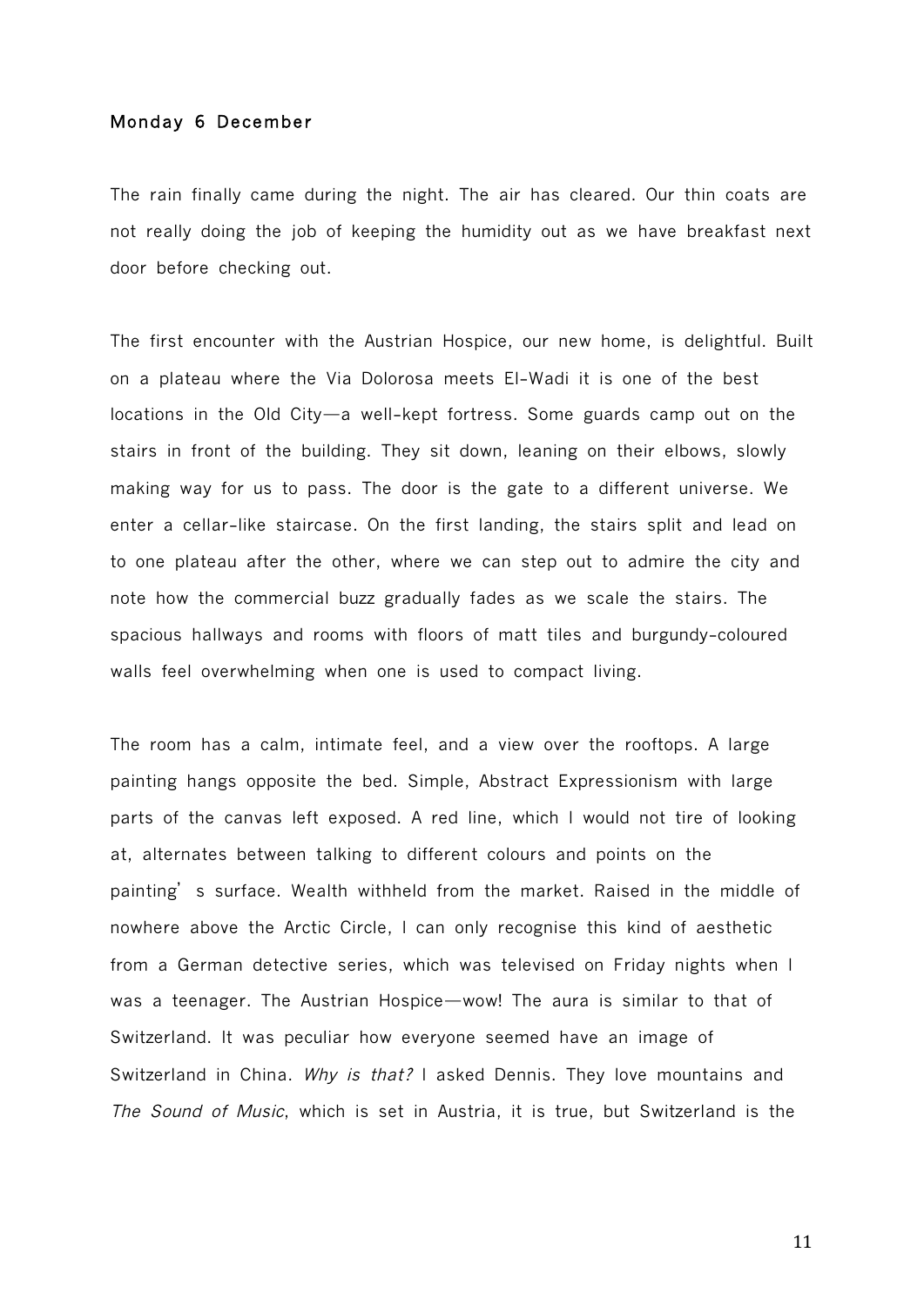**Monday 6 December**

The rain finally came during the night. The air has cleared. Our thin coats are not really doing the job of keeping the humidity out as we have breakfast next door before checking out.

The first encounter with the Austrian Hospice, our new home, is delightful. Built on a plateau where the Via Dolorosa meets El-Wadi it is one of the best locations in the Old City—a well-kept fortress. Some guards camp out on the stairs in front of the building. They sit down, leaning on their elbows, slowly making way for us to pass. The door is the gate to a different universe. We enter a cellar-like staircase. On the first landing, the stairs split and lead on to one plateau after the other, where we can step out to admire the city and note how the commercial buzz gradually fades as we scale the stairs. The spacious hallways and rooms with floors of matt tiles and burgundy-coloured walls feel overwhelming when one is used to compact living.

The room has a calm, intimate feel, and a view over the rooftops. A large painting hangs opposite the bed. Simple, Abstract Expressionism with large parts of the canvas left exposed. A red line, which I would not tire of looking at, alternates between talking to different colours and points on the painting's surface. Wealth withheld from the market. Raised in the middle of nowhere above the Arctic Circle, I can only recognise this kind of aesthetic from a German detective series, which was televised on Friday nights when I was a teenager. The Austrian Hospice—wow! The aura is similar to that of Switzerland. It was peculiar how everyone seemed have an image of Switzerland in China. *Why is that?* I asked Dennis. They love mountains and *The Sound of Music*, which is set in Austria, it is true, but Switzerland is the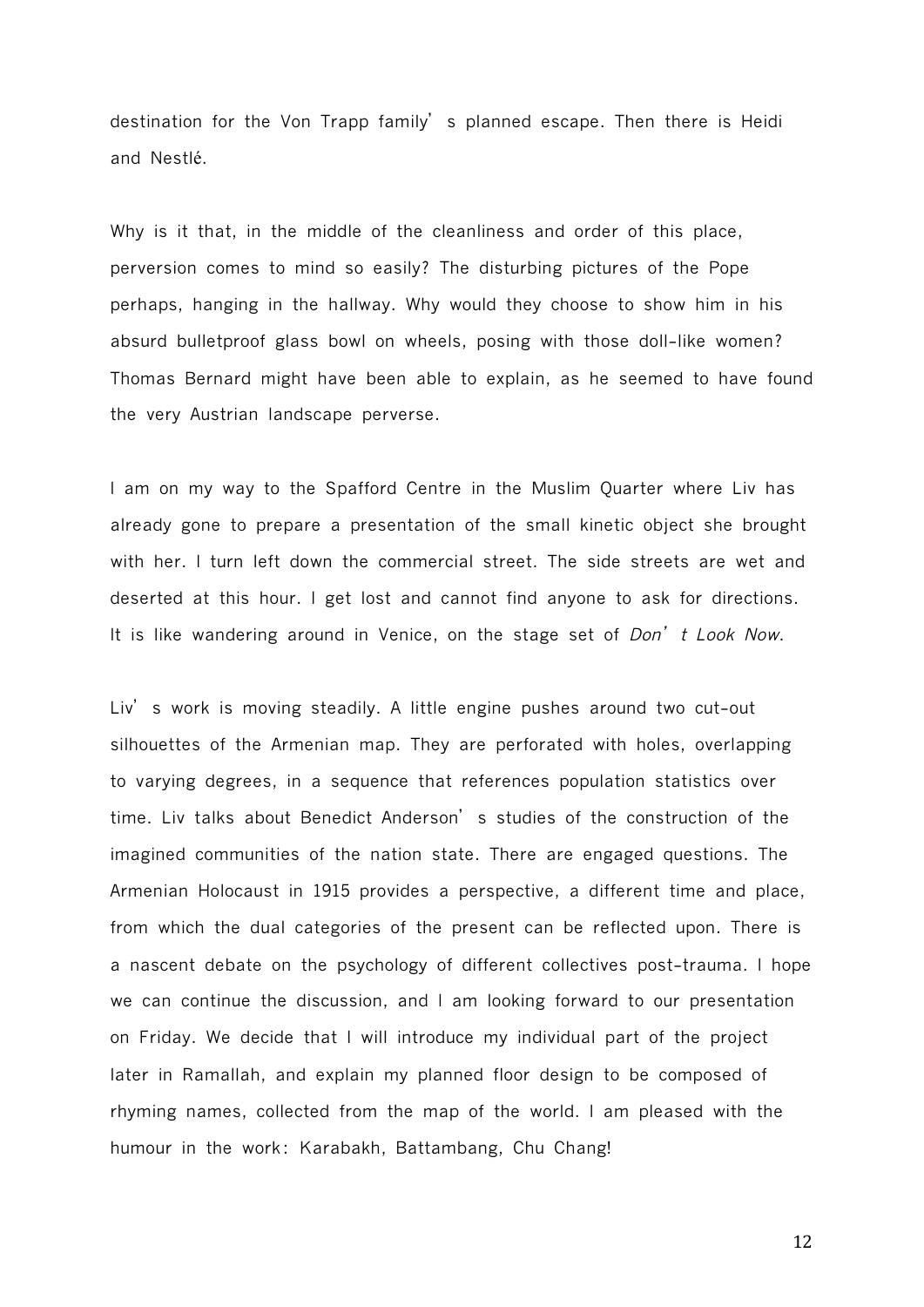destination for the Von Trapp family's planned escape. Then there is Heidi and Nestlé.

Why is it that, in the middle of the cleanliness and order of this place, perversion comes to mind so easily? The disturbing pictures of the Pope perhaps, hanging in the hallway. Why would they choose to show him in his absurd bulletproof glass bowl on wheels, posing with those doll-like women? Thomas Bernard might have been able to explain, as he seemed to have found the very Austrian landscape perverse.

I am on my way to the Spafford Centre in the Muslim Quarter where Liv has already gone to prepare a presentation of the small kinetic object she brought with her. I turn left down the commercial street. The side streets are wet and deserted at this hour. I get lost and cannot find anyone to ask for directions. It is like wandering around in Venice, on the stage set of *Don't Look Now*.

Liv's work is moving steadily. A little engine pushes around two cut-out silhouettes of the Armenian map. They are perforated with holes, overlapping to varying degrees, in a sequence that references population statistics over time. Liv talks about Benedict Anderson's studies of the construction of the imagined communities of the nation state. There are engaged questions. The Armenian Holocaust in 1915 provides a perspective, a different time and place, from which the dual categories of the present can be reflected upon. There is a nascent debate on the psychology of different collectives post-trauma. I hope we can continue the discussion, and I am looking forward to our presentation on Friday. We decide that I will introduce my individual part of the project later in Ramallah, and explain my planned floor design to be composed of rhyming names, collected from the map of the world. I am pleased with the humour in the work: Karabakh, Battambang, Chu Chang!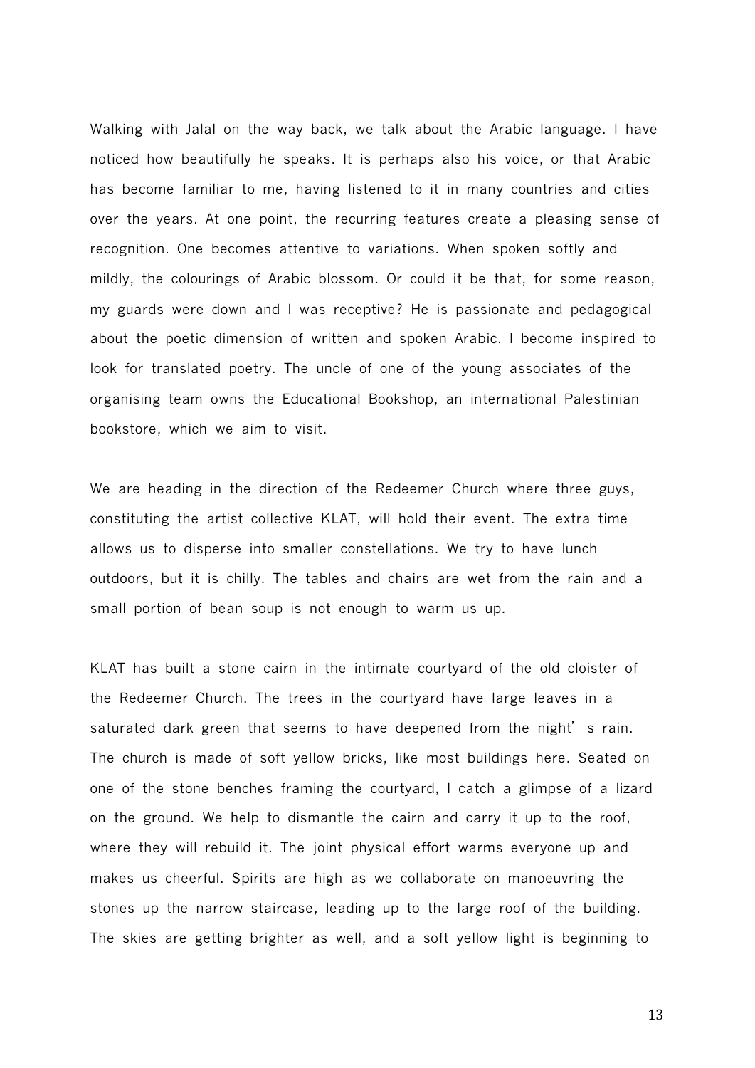Walking with Jalal on the way back, we talk about the Arabic language. I have noticed how beautifully he speaks. It is perhaps also his voice, or that Arabic has become familiar to me, having listened to it in many countries and cities over the years. At one point, the recurring features create a pleasing sense of recognition. One becomes attentive to variations. When spoken softly and mildly, the colourings of Arabic blossom. Or could it be that, for some reason, my guards were down and I was receptive? He is passionate and pedagogical about the poetic dimension of written and spoken Arabic. I become inspired to look for translated poetry. The uncle of one of the young associates of the organising team owns the Educational Bookshop, an international Palestinian bookstore, which we aim to visit.

We are heading in the direction of the Redeemer Church where three guys, constituting the artist collective KLAT, will hold their event. The extra time allows us to disperse into smaller constellations. We try to have lunch outdoors, but it is chilly. The tables and chairs are wet from the rain and a small portion of bean soup is not enough to warm us up.

KLAT has built a stone cairn in the intimate courtyard of the old cloister of the Redeemer Church. The trees in the courtyard have large leaves in a saturated dark green that seems to have deepened from the night's rain. The church is made of soft yellow bricks, like most buildings here. Seated on one of the stone benches framing the courtyard, I catch a glimpse of a lizard on the ground. We help to dismantle the cairn and carry it up to the roof, where they will rebuild it. The joint physical effort warms everyone up and makes us cheerful. Spirits are high as we collaborate on manoeuvring the stones up the narrow staircase, leading up to the large roof of the building. The skies are getting brighter as well, and a soft yellow light is beginning to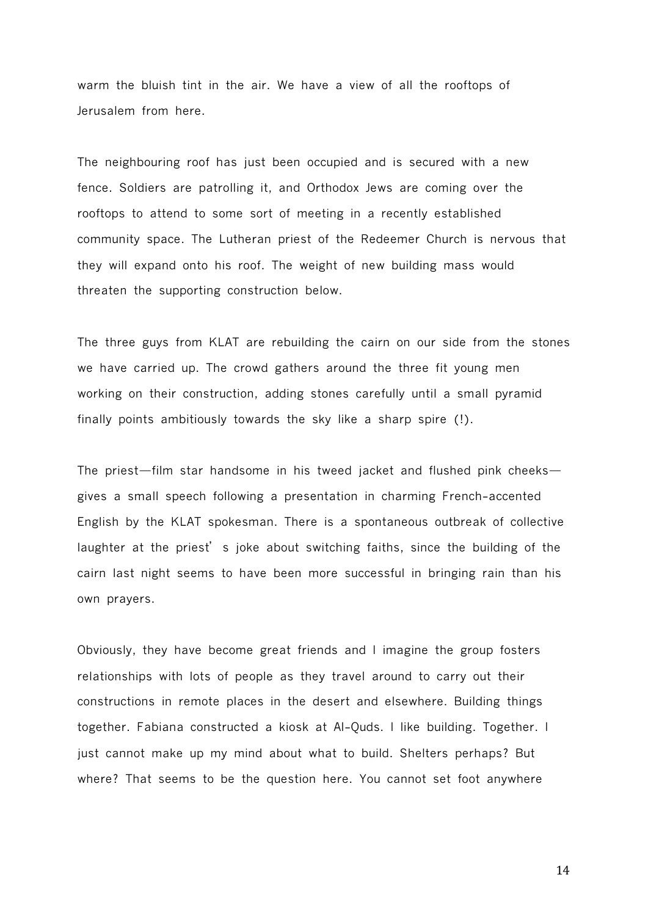warm the bluish tint in the air. We have a view of all the rooftops of Jerusalem from here.

The neighbouring roof has just been occupied and is secured with a new fence. Soldiers are patrolling it, and Orthodox Jews are coming over the rooftops to attend to some sort of meeting in a recently established community space. The Lutheran priest of the Redeemer Church is nervous that they will expand onto his roof. The weight of new building mass would threaten the supporting construction below.

The three guys from KLAT are rebuilding the cairn on our side from the stones we have carried up. The crowd gathers around the three fit young men working on their construction, adding stones carefully until a small pyramid finally points ambitiously towards the sky like a sharp spire (!).

The priest—film star handsome in his tweed jacket and flushed pink cheeks—gives a small speech following a presentation in charming French-accented English by the KLAT spokesman. There is a spontaneous outbreak of collective laughter at the priest's joke about switching faiths, since the building of the cairn last night seems to have been more successful in bringing rain than his own prayers.

Obviously, they have become great friends and I imagine the group fosters relationships with lots of people as they travel around to carry out their constructions in remote places in the desert and elsewhere. Building things together. Fabiana constructed a kiosk at Al-Quds. I like building. Together. I just cannot make up my mind about what to build. Shelters perhaps? But where? That seems to be the question here. You cannot set foot anywhere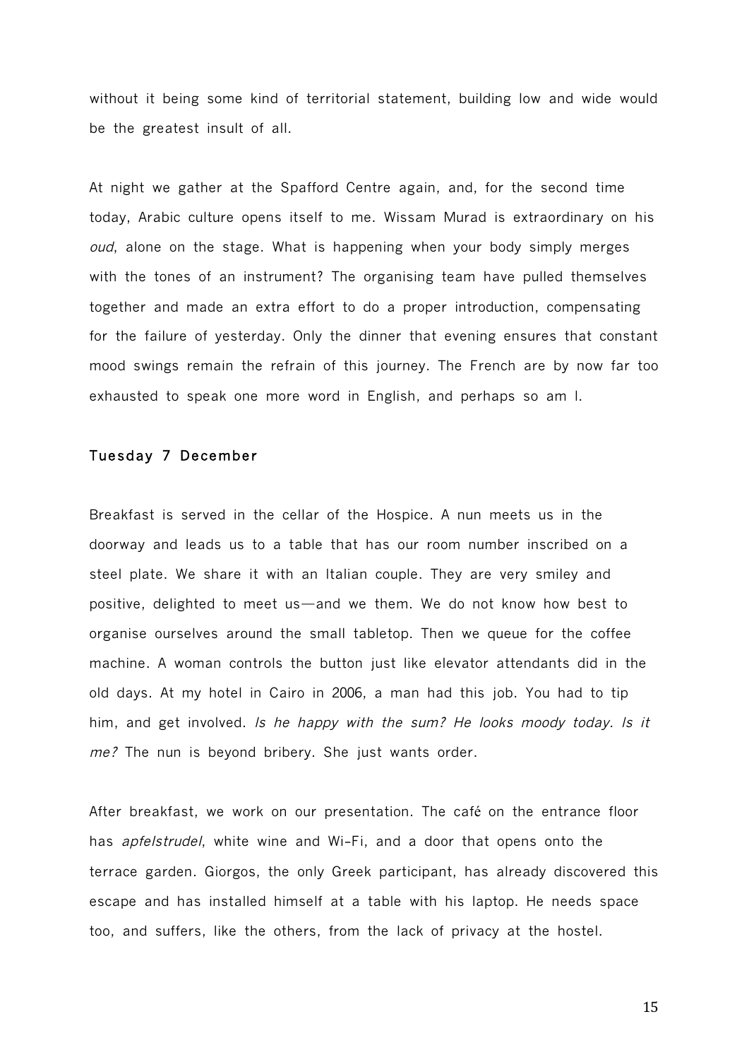without it being some kind of territorial statement, building low and wide would be the greatest insult of all.

At night we gather at the Spafford Centre again, and, for the second time today, Arabic culture opens itself to me. Wissam Murad is extraordinary on his *oud*, alone on the stage. What is happening when your body simply merges with the tones of an instrument? The organising team have pulled themselves together and made an extra effort to do a proper introduction, compensating for the failure of yesterday. Only the dinner that evening ensures that constant mood swings remain the refrain of this journey. The French are by now far too exhausted to speak one more word in English, and perhaps so am I.

### Tuesday 7 December

Breakfast is served in the cellar of the Hospice. A nun meets us in the doorway and leads us to a table that has our room number inscribed on a steel plate. We share it with an Italian couple. They are very smiley and positive, delighted to meet us—and we them. We do not know how best to organise ourselves around the small tabletop. Then we queue for the coffee machine. A woman controls the button just like elevator attendants did in the old days. At my hotel in Cairo in 2006, a man had this job. You had to tip him, and get involved. *Is he happy with the sum? He looks moody today. Is it me?* The nun is beyond bribery. She just wants order.

After breakfast, we work on our presentation. The café on the entrance floor has *apfelstrudel*, white wine and Wi-Fi, and a door that opens onto the terrace garden. Giorgos, the only Greek participant, has already discovered this escape and has installed himself at a table with his laptop. He needs space too, and suffers, like the others, from the lack of privacy at the hostel.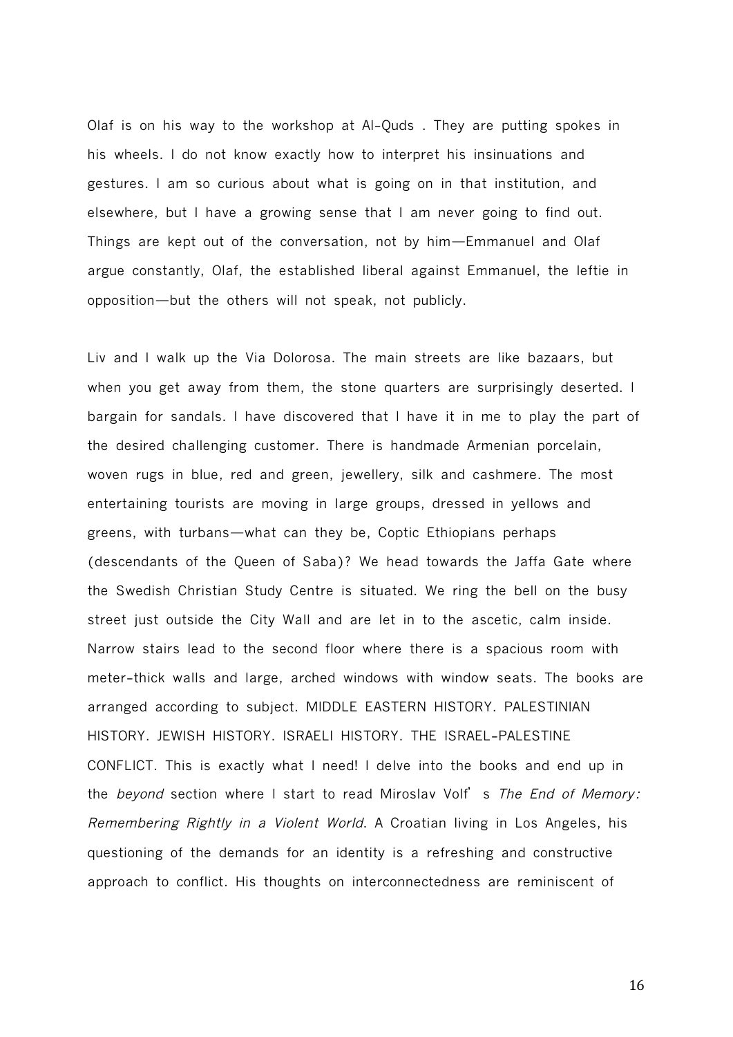Olaf is on his way to the workshop at Al-Quds . They are putting spokes in his wheels. I do not know exactly how to interpret his insinuations and gestures. I am so curious about what is going on in that institution, and elsewhere, but I have a growing sense that I am never going to find out. Things are kept out of the conversation, not by him—Emmanuel and Olaf argue constantly, Olaf, the established liberal against Emmanuel, the leftie in opposition—but the others will not speak, not publicly.

Liv and I walk up the Via Dolorosa. The main streets are like bazaars, but when you get away from them, the stone quarters are surprisingly deserted. I bargain for sandals. I have discovered that I have it in me to play the part of the desired challenging customer. There is handmade Armenian porcelain, woven rugs in blue, red and green, jewellery, silk and cashmere. The most entertaining tourists are moving in large groups, dressed in yellows and greens, with turbans—what can they be, Coptic Ethiopians perhaps (descendants of the Queen of Saba)? We head towards the Jaffa Gate where the Swedish Christian Study Centre is situated. We ring the bell on the busy street just outside the City Wall and are let in to the ascetic, calm inside. Narrow stairs lead to the second floor where there is a spacious room with meter-thick walls and large, arched windows with window seats. The books are arranged according to subject. MIDDLE EASTERN HISTORY. PALESTINIAN HISTORY. JEWISH HISTORY. ISRAELI HISTORY. THE ISRAEL-PALESTINE CONFLICT. This is exactly what I need! I delve into the books and end up in the *beyond* section where I start to read Miroslav Volf's *The End of Memory: Remembering Rightly in a Violent World*. A Croatian living in Los Angeles, his questioning of the demands for an identity is a refreshing and constructive approach to conflict. His thoughts on interconnectedness are reminiscent of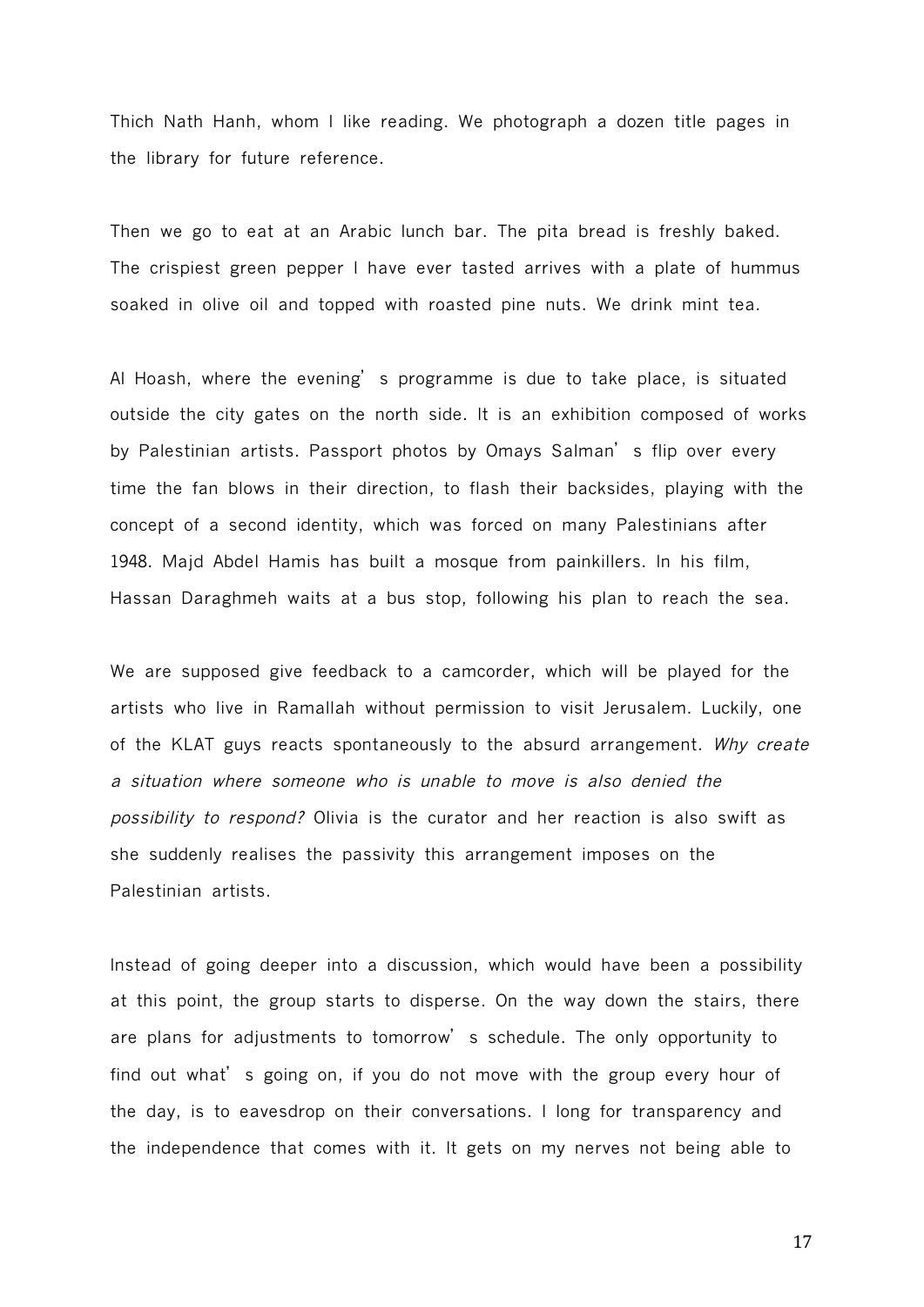Thich Nath Hanh, whom I like reading. We photograph a dozen title pages in the library for future reference.

Then we go to eat at an Arabic lunch bar. The pita bread is freshly baked. The crispiest green pepper I have ever tasted arrives with a plate of hummus soaked in olive oil and topped with roasted pine nuts. We drink mint tea.

Al Hoash, where the evening's programme is due to take place, is situated outside the city gates on the north side. It is an exhibition composed of works by Palestinian artists. Passport photos by Omays Salman's flip over every time the fan blows in their direction, to flash their backsides, playing with the concept of a second identity, which was forced on many Palestinians after 1948. Majd Abdel Hamis has built a mosque from painkillers. In his film, Hassan Daraghmeh waits at a bus stop, following his plan to reach the sea.

We are supposed give feedback to a camcorder, which will be played for the artists who live in Ramallah without permission to visit Jerusalem. Luckily, one of the KLAT guys reacts spontaneously to the absurd arrangement. *Why create a situation where someone who is unable to move is also denied the possibility to respond?* Olivia is the curator and her reaction is also swift as she suddenly realises the passivity this arrangement imposes on the Palestinian artists.

Instead of going deeper into a discussion, which would have been a possibility at this point, the group starts to disperse. On the way down the stairs, there are plans for adjustments to tomorrow's schedule. The only opportunity to find out what's going on, if you do not move with the group every hour of the day, is to eavesdrop on their conversations. I long for transparency and the independence that comes with it. It gets on my nerves not being able to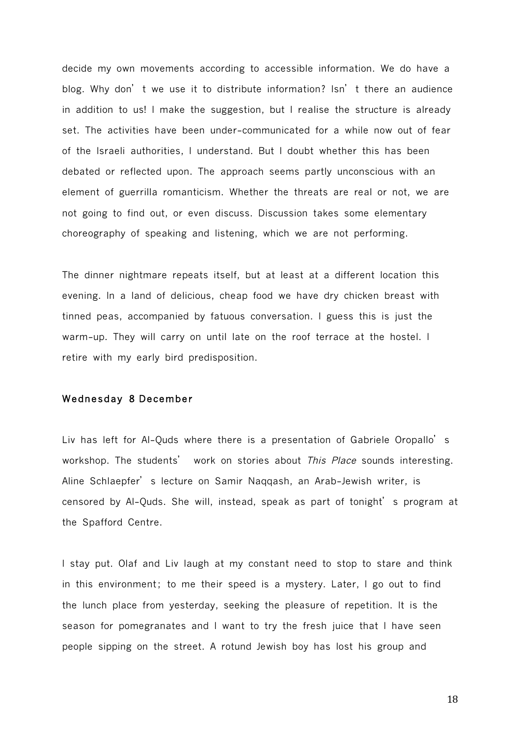decide my own movements according to accessible information. We do have a blog. Why don't we use it to distribute information? Isn't there an audience in addition to us! I make the suggestion, but I realise the structure is already set. The activities have been under-communicated for a while now out of fear of the Israeli authorities, I understand. But I doubt whether this has been debated or reflected upon. The approach seems partly unconscious with an element of guerrilla romanticism. Whether the threats are real or not, we are not going to find out, or even discuss. Discussion takes some elementary choreography of speaking and listening, which we are not performing.

The dinner nightmare repeats itself, but at least at a different location this evening. In a land of delicious, cheap food we have dry chicken breast with tinned peas, accompanied by fatuous conversation. I guess this is just the warm-up. They will carry on until late on the roof terrace at the hostel. I retire with my early bird predisposition.

### Wednesday 8 December

Liv has left for Al-Quds where there is a presentation of Gabriele Oropallo's workshop. The students' work on stories about *This Place* sounds interesting. Aline Schlaepfer's lecture on Samir Naqqash, an Arab-Jewish writer, is censored by Al-Quds. She will, instead, speak as part of tonight's program at the Spafford Centre.

I stay put. Olaf and Liv laugh at my constant need to stop to stare and think in this environment; to me their speed is a mystery. Later, I go out to find the lunch place from yesterday, seeking the pleasure of repetition. It is the season for pomegranates and I want to try the fresh juice that I have seen people sipping on the street. A rotund Jewish boy has lost his group and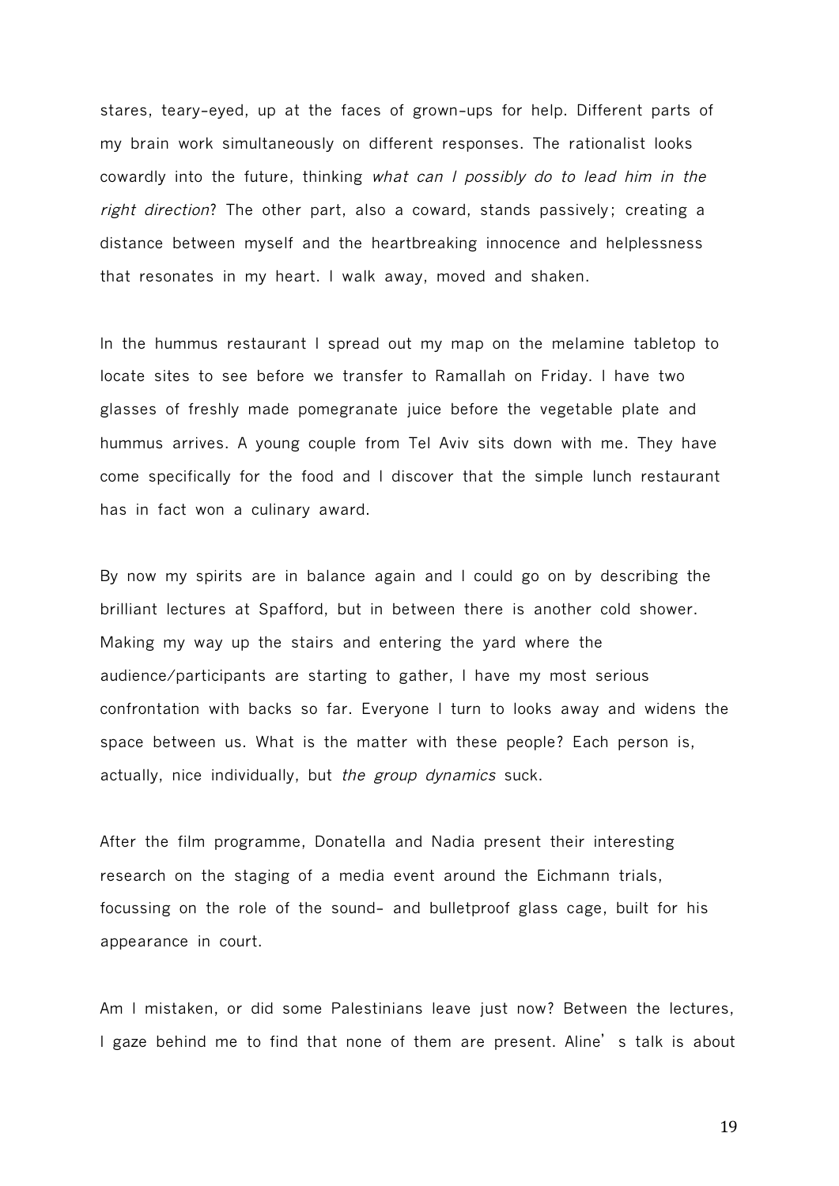stares, teary-eyed, up at the faces of grown-ups for help. Different parts of my brain work simultaneously on different responses. The rationalist looks cowardly into the future, thinking *what can I possibly do to lead him in the right direction*? The other part, also a coward, stands passively; creating a distance between myself and the heartbreaking innocence and helplessness that resonates in my heart. I walk away, moved and shaken.

In the hummus restaurant I spread out my map on the melamine tabletop to locate sites to see before we transfer to Ramallah on Friday. I have two glasses of freshly made pomegranate juice before the vegetable plate and hummus arrives. A young couple from Tel Aviv sits down with me. They have come specifically for the food and I discover that the simple lunch restaurant has in fact won a culinary award.

By now my spirits are in balance again and I could go on by describing the brilliant lectures at Spafford, but in between there is another cold shower. Making my way up the stairs and entering the yard where the audience/participants are starting to gather, I have my most serious confrontation with backs so far. Everyone I turn to looks away and widens the space between us. What is the matter with these people? Each person is, actually, nice individually, but *the group dynamics* suck.

After the film programme, Donatella and Nadia present their interesting research on the staging of a media event around the Eichmann trials, focussing on the role of the sound- and bulletproof glass cage, built for his appearance in court.

Am I mistaken, or did some Palestinians leave just now? Between the lectures, I gaze behind me to find that none of them are present. Aline's talk is about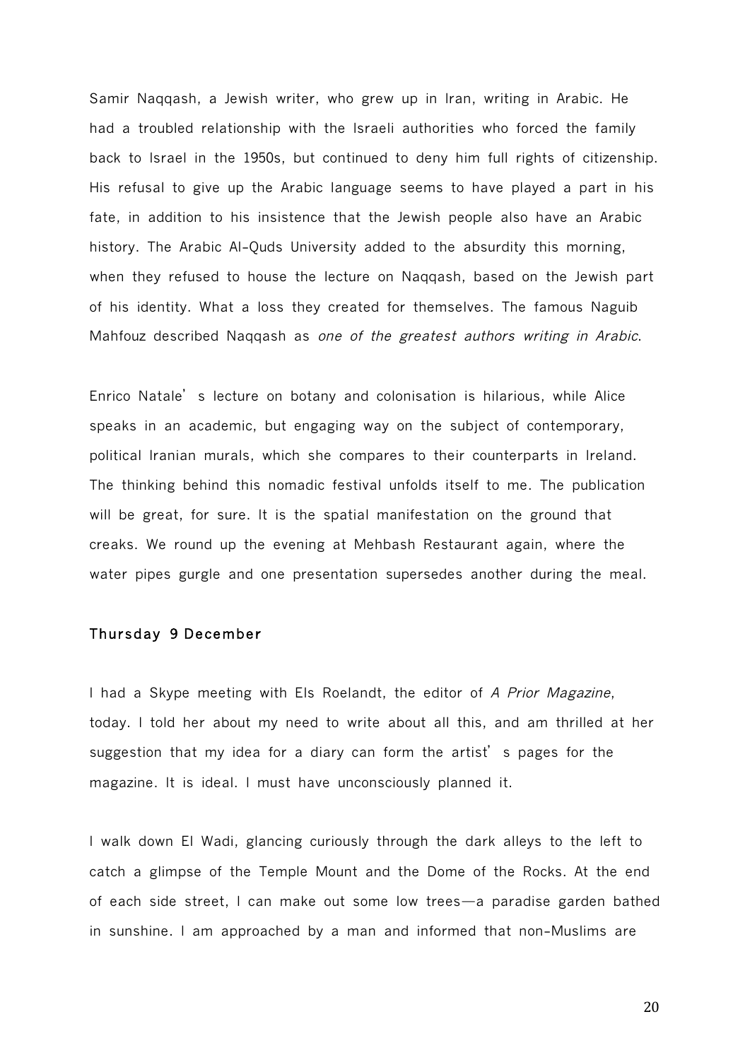Samir Naqqash, a Jewish writer, who grew up in Iran, writing in Arabic. He had a troubled relationship with the Israeli authorities who forced the family back to Israel in the 1950s, but continued to deny him full rights of citizenship. His refusal to give up the Arabic language seems to have played a part in his fate, in addition to his insistence that the Jewish people also have an Arabic history. The Arabic Al-Quds University added to the absurdity this morning, when they refused to house the lecture on Naqqash, based on the Jewish part of his identity. What a loss they created for themselves. The famous Naguib Mahfouz described Naqqash as *one of the greatest authors writing in Arabic*.

Enrico Natale's lecture on botany and colonisation is hilarious, while Alice speaks in an academic, but engaging way on the subject of contemporary, political Iranian murals, which she compares to their counterparts in Ireland. The thinking behind this nomadic festival unfolds itself to me. The publication will be great, for sure. It is the spatial manifestation on the ground that creaks. We round up the evening at Mehbash Restaurant again, where the water pipes gurgle and one presentation supersedes another during the meal.

### Thursday 9 December

I had a Skype meeting with Els Roelandt, the editor of *A Prior Magazine*, today. I told her about my need to write about all this, and am thrilled at her suggestion that my idea for a diary can form the artist's pages for the magazine. It is ideal. I must have unconsciously planned it.

I walk down El Wadi, glancing curiously through the dark alleys to the left to catch a glimpse of the Temple Mount and the Dome of the Rocks. At the end of each side street, I can make out some low trees—a paradise garden bathed in sunshine. I am approached by a man and informed that non-Muslims are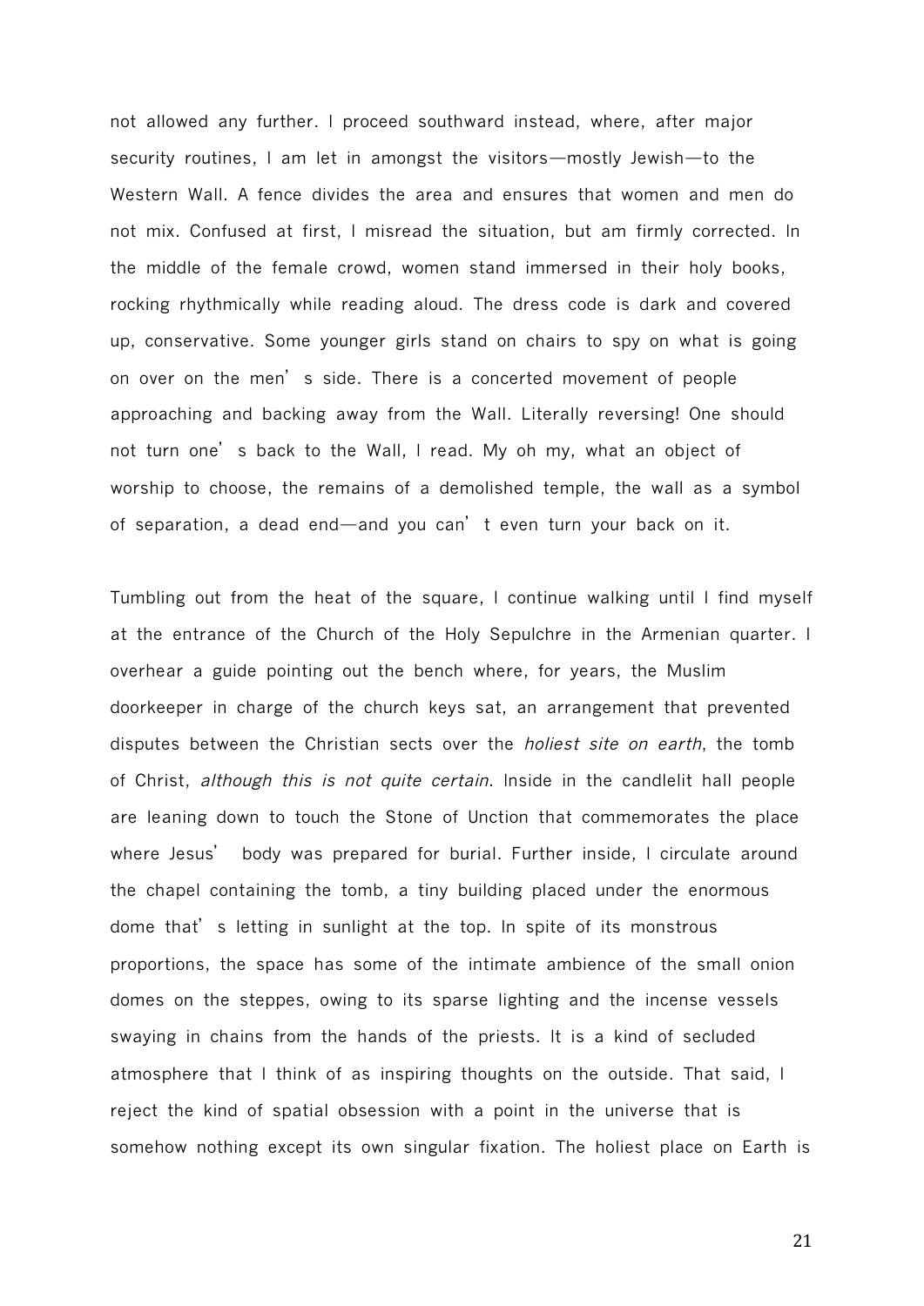not allowed any further. I proceed southward instead, where, after major security routines, I am let in amongst the visitors—mostly Jewish—to the Western Wall. A fence divides the area and ensures that women and men do not mix. Confused at first, I misread the situation, but am firmly corrected. In the middle of the female crowd, women stand immersed in their holy books, rocking rhythmically while reading aloud. The dress code is dark and covered up, conservative. Some younger girls stand on chairs to spy on what is going on over on the men's side. There is a concerted movement of people approaching and backing away from the Wall. Literally reversing! One should not turn one's back to the Wall, I read. My oh my, what an object of worship to choose, the remains of a demolished temple, the wall as a symbol of separation, a dead end—and you can't even turn your back on it.

Tumbling out from the heat of the square, I continue walking until I find myself at the entrance of the Church of the Holy Sepulchre in the Armenian quarter. I overhear a guide pointing out the bench where, for years, the Muslim doorkeeper in charge of the church keys sat, an arrangement that prevented disputes between the Christian sects over the *holiest site on earth*, the tomb of Christ, *although this is not quite certain*. Inside in the candlelit hall people are leaning down to touch the Stone of Unction that commemorates the place where Jesus' body was prepared for burial. Further inside, I circulate around the chapel containing the tomb, a tiny building placed under the enormous dome that's letting in sunlight at the top. In spite of its monstrous proportions, the space has some of the intimate ambience of the small onion domes on the steppes, owing to its sparse lighting and the incense vessels swaying in chains from the hands of the priests. It is a kind of secluded atmosphere that I think of as inspiring thoughts on the outside. That said, I reject the kind of spatial obsession with a point in the universe that is somehow nothing except its own singular fixation. The holiest place on Earth is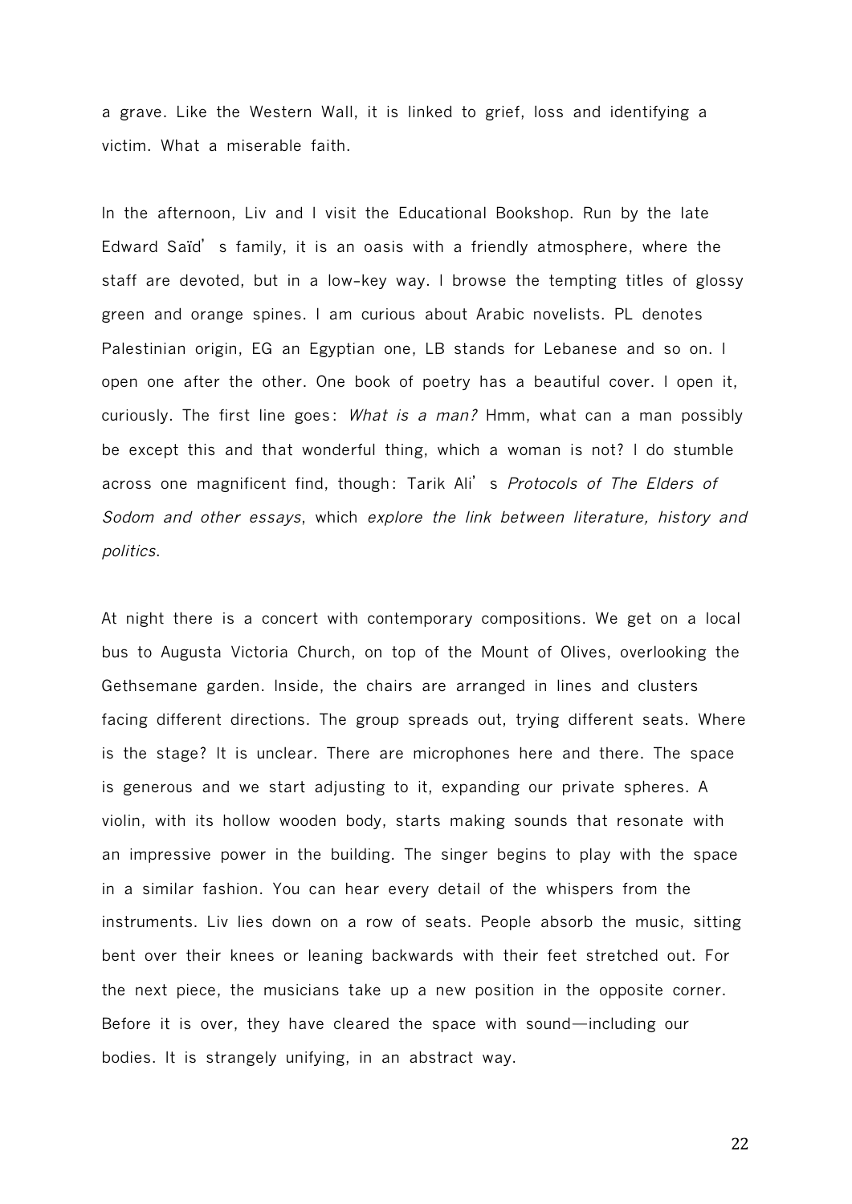a grave. Like the Western Wall, it is linked to grief, loss and identifying a victim. What a miserable faith.

In the afternoon, Liv and I visit the Educational Bookshop. Run by the late Edward Saïd's family, it is an oasis with a friendly atmosphere, where the staff are devoted, but in a low-key way. I browse the tempting titles of glossy green and orange spines. I am curious about Arabic novelists. PL denotes Palestinian origin, EG an Egyptian one, LB stands for Lebanese and so on. I open one after the other. One book of poetry has a beautiful cover. I open it, curiously. The first line goes: *What is a man?* Hmm, what can a man possibly be except this and that wonderful thing, which a woman is not? I do stumble across one magnificent find, though: Tarik Ali's *Protocols of The Elders of Sodom and other essays*, which *explore the link between literature, history and politics*.

At night there is a concert with contemporary compositions. We get on a local bus to Augusta Victoria Church, on top of the Mount of Olives, overlooking the Gethsemane garden. Inside, the chairs are arranged in lines and clusters facing different directions. The group spreads out, trying different seats. Where is the stage? It is unclear. There are microphones here and there. The space is generous and we start adjusting to it, expanding our private spheres. A violin, with its hollow wooden body, starts making sounds that resonate with an impressive power in the building. The singer begins to play with the space in a similar fashion. You can hear every detail of the whispers from the instruments. Liv lies down on a row of seats. People absorb the music, sitting bent over their knees or leaning backwards with their feet stretched out. For the next piece, the musicians take up a new position in the opposite corner. Before it is over, they have cleared the space with sound—including our bodies. It is strangely unifying, in an abstract way.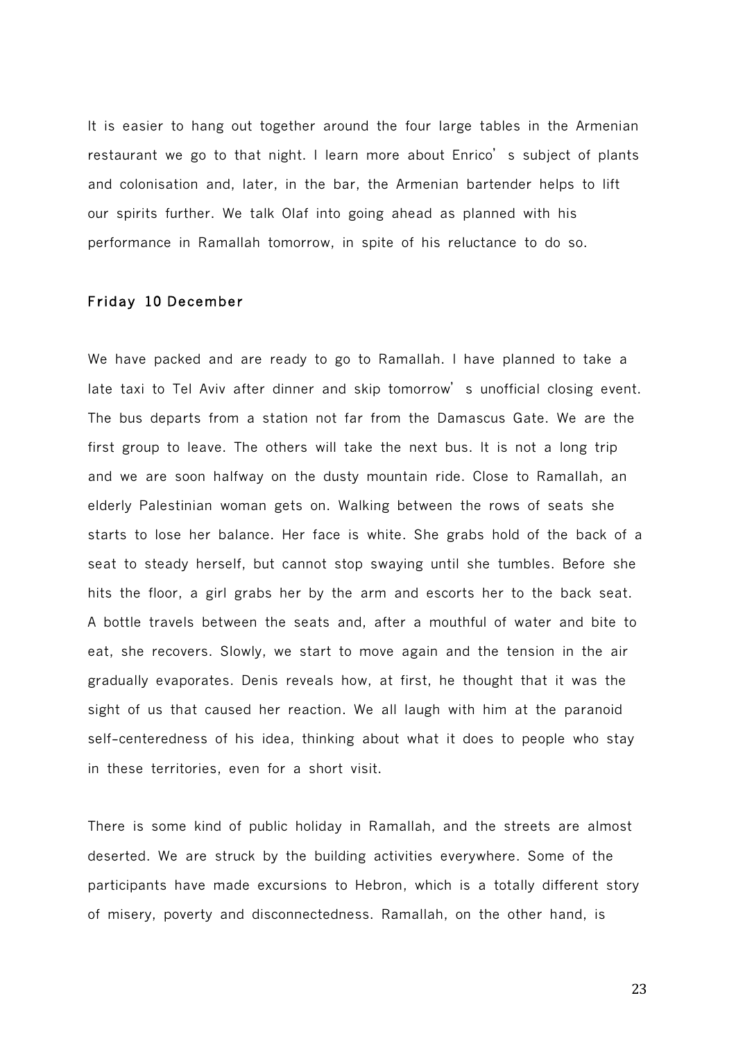It is easier to hang out together around the four large tables in the Armenian restaurant we go to that night. I learn more about Enrico's subject of plants and colonisation and, later, in the bar, the Armenian bartender helps to lift our spirits further. We talk Olaf into going ahead as planned with his performance in Ramallah tomorrow, in spite of his reluctance to do so.

### Friday 10 December

We have packed and are ready to go to Ramallah. I have planned to take a late taxi to Tel Aviv after dinner and skip tomorrow's unofficial closing event. The bus departs from a station not far from the Damascus Gate. We are the first group to leave. The others will take the next bus. It is not a long trip and we are soon halfway on the dusty mountain ride. Close to Ramallah, an elderly Palestinian woman gets on. Walking between the rows of seats she starts to lose her balance. Her face is white. She grabs hold of the back of a seat to steady herself, but cannot stop swaying until she tumbles. Before she hits the floor, a girl grabs her by the arm and escorts her to the back seat. A bottle travels between the seats and, after a mouthful of water and bite to eat, she recovers. Slowly, we start to move again and the tension in the air gradually evaporates. Denis reveals how, at first, he thought that it was the sight of us that caused her reaction. We all laugh with him at the paranoid self-centeredness of his idea, thinking about what it does to people who stay in these territories, even for a short visit.

There is some kind of public holiday in Ramallah, and the streets are almost deserted. We are struck by the building activities everywhere. Some of the participants have made excursions to Hebron, which is a totally different story of misery, poverty and disconnectedness. Ramallah, on the other hand, is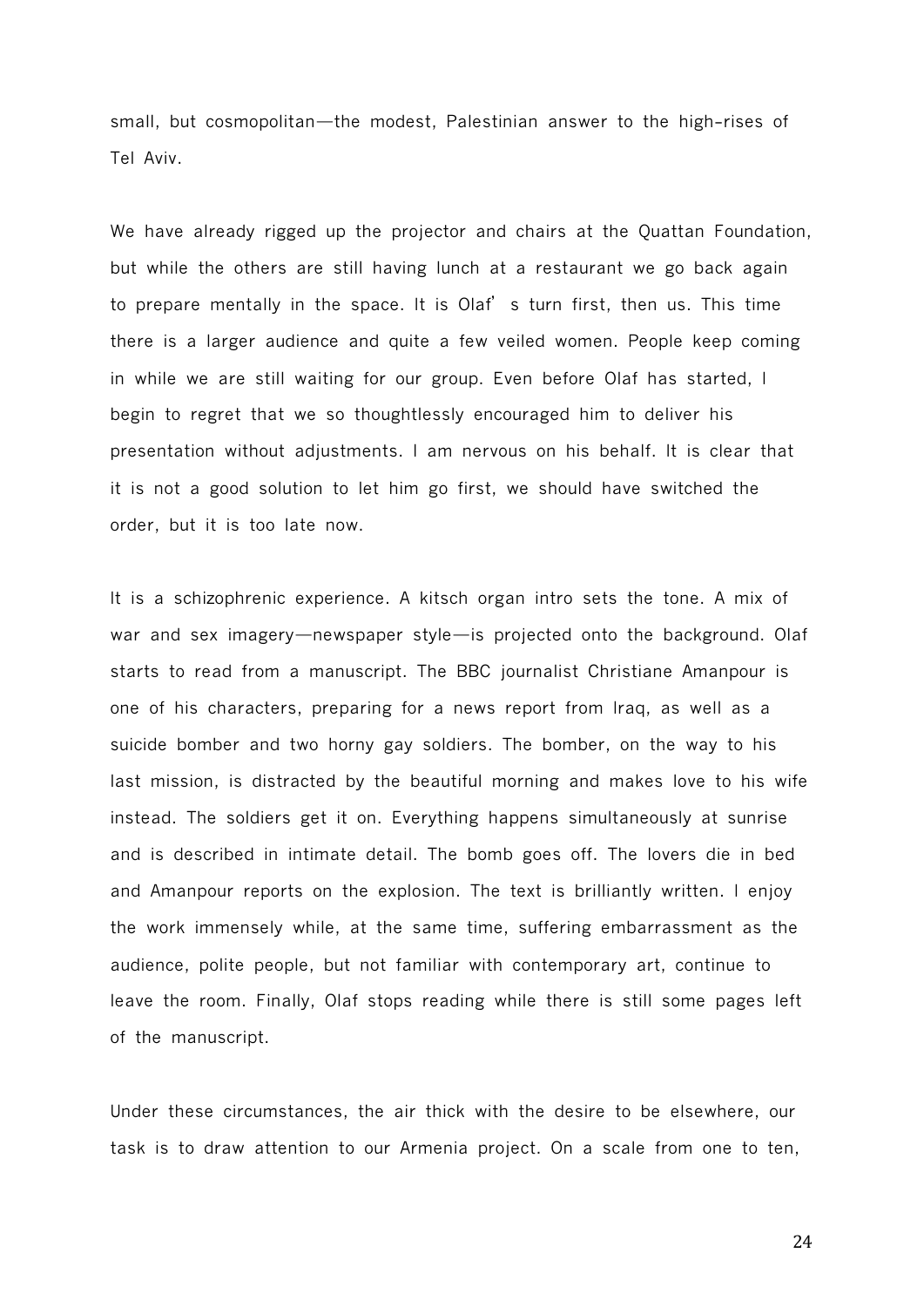small, but cosmopolitan—the modest, Palestinian answer to the high-rises of Tel Aviv.

We have already rigged up the projector and chairs at the Quattan Foundation, but while the others are still having lunch at a restaurant we go back again to prepare mentally in the space. It is Olaf's turn first, then us. This time there is a larger audience and quite a few veiled women. People keep coming in while we are still waiting for our group. Even before Olaf has started, I begin to regret that we so thoughtlessly encouraged him to deliver his presentation without adjustments. I am nervous on his behalf. It is clear that it is not a good solution to let him go first, we should have switched the order, but it is too late now.

It is a schizophrenic experience. A kitsch organ intro sets the tone. A mix of war and sex imagery—newspaper style—is projected onto the background. Olaf starts to read from a manuscript. The BBC journalist Christiane Amanpour is one of his characters, preparing for a news report from Iraq, as well as a suicide bomber and two horny gay soldiers. The bomber, on the way to his last mission, is distracted by the beautiful morning and makes love to his wife instead. The soldiers get it on. Everything happens simultaneously at sunrise and is described in intimate detail. The bomb goes off. The lovers die in bed and Amanpour reports on the explosion. The text is brilliantly written. I enjoy the work immensely while, at the same time, suffering embarrassment as the audience, polite people, but not familiar with contemporary art, continue to leave the room. Finally, Olaf stops reading while there is still some pages left of the manuscript.

Under these circumstances, the air thick with the desire to be elsewhere, our task is to draw attention to our Armenia project. On a scale from one to ten,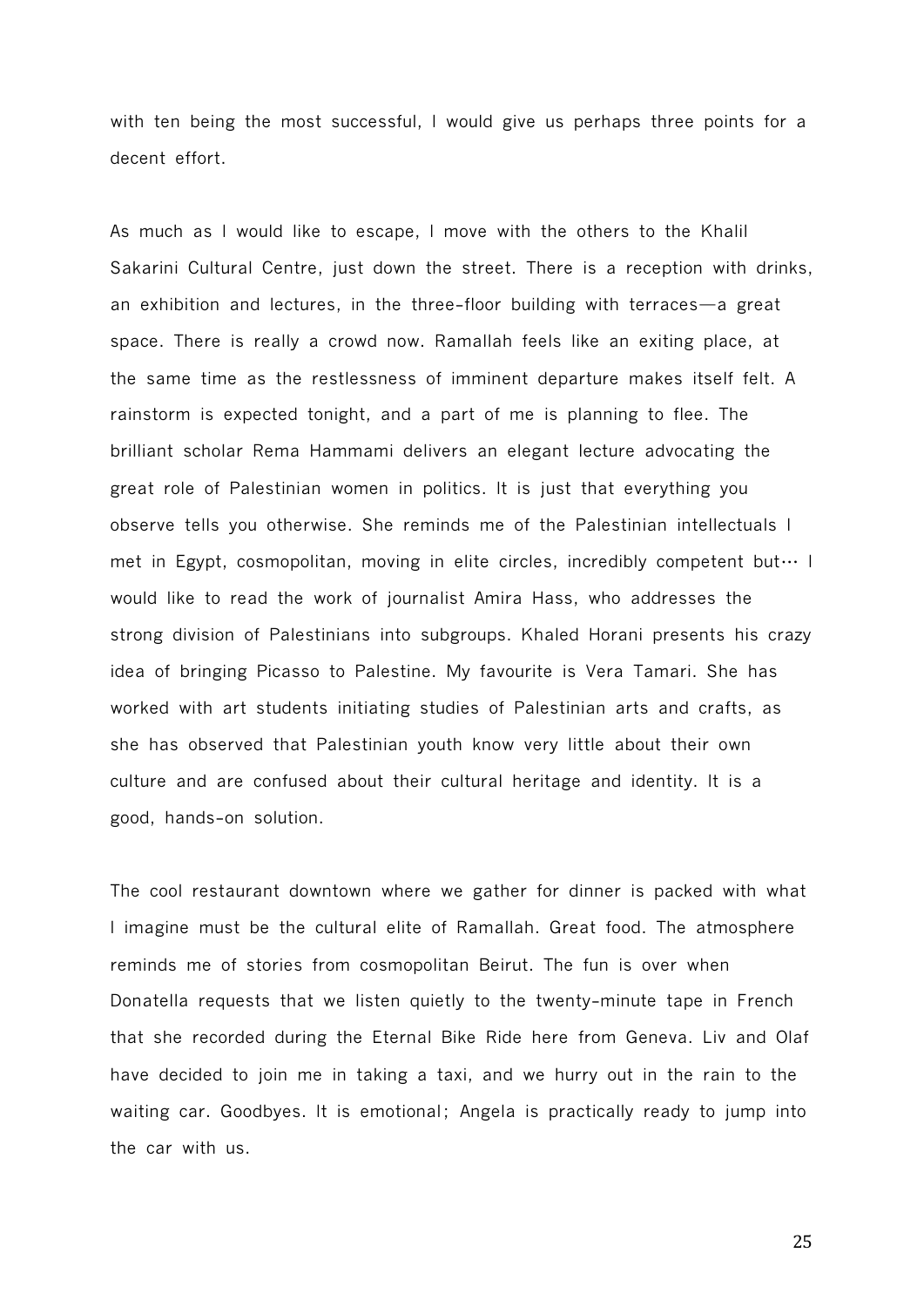with ten being the most successful, I would give us perhaps three points for a decent effort.

As much as I would like to escape, I move with the others to the Khalil Sakarini Cultural Centre, just down the street. There is a reception with drinks, an exhibition and lectures, in the three-floor building with terraces—a great space. There is really a crowd now. Ramallah feels like an exiting place, at the same time as the restlessness of imminent departure makes itself felt. A rainstorm is expected tonight, and a part of me is planning to flee. The brilliant scholar Rema Hammami delivers an elegant lecture advocating the great role of Palestinian women in politics. It is just that everything you observe tells you otherwise. She reminds me of the Palestinian intellectuals I met in Egypt, cosmopolitan, moving in elite circles, incredibly competent but… I would like to read the work of journalist Amira Hass, who addresses the strong division of Palestinians into subgroups. Khaled Horani presents his crazy idea of bringing Picasso to Palestine. My favourite is Vera Tamari. She has worked with art students initiating studies of Palestinian arts and crafts, as she has observed that Palestinian youth know very little about their own culture and are confused about their cultural heritage and identity. It is a good, hands-on solution.

The cool restaurant downtown where we gather for dinner is packed with what I imagine must be the cultural elite of Ramallah. Great food. The atmosphere reminds me of stories from cosmopolitan Beirut. The fun is over when Donatella requests that we listen quietly to the twenty-minute tape in French that she recorded during the Eternal Bike Ride here from Geneva. Liv and Olaf have decided to join me in taking a taxi, and we hurry out in the rain to the waiting car. Goodbyes. It is emotional; Angela is practically ready to jump into the car with us.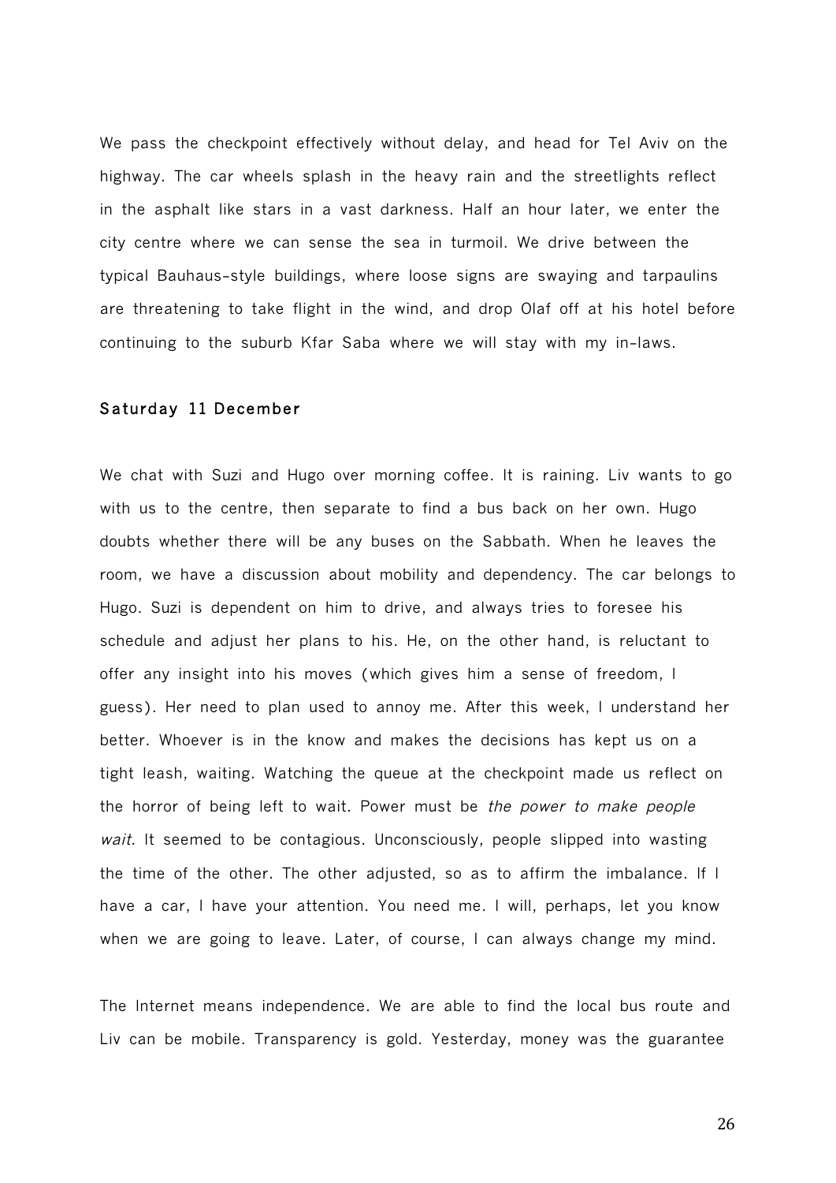We pass the checkpoint effectively without delay, and head for Tel Aviv on the highway. The car wheels splash in the heavy rain and the streetlights reflect in the asphalt like stars in a vast darkness. Half an hour later, we enter the city centre where we can sense the sea in turmoil. We drive between the typical Bauhaus-style buildings, where loose signs are swaying and tarpaulins are threatening to take flight in the wind, and drop Olaf off at his hotel before continuing to the suburb Kfar Saba where we will stay with my in-laws.

**Saturday 11 December**

We chat with Suzi and Hugo over morning coffee. It is raining. Liv wants to go with us to the centre, then separate to find a bus back on her own. Hugo doubts whether there will be any buses on the Sabbath. When he leaves the room, we have a discussion about mobility and dependency. The car belongs to Hugo. Suzi is dependent on him to drive, and always tries to foresee his schedule and adjust her plans to his. He, on the other hand, is reluctant to offer any insight into his moves (which gives him a sense of freedom, I guess). Her need to plan used to annoy me. After this week, I understand her better. Whoever is in the know and makes the decisions has kept us on a tight leash, waiting. Watching the queue at the checkpoint made us reflect on the horror of being left to wait. Power must be *the power to make people wait*. It seemed to be contagious. Unconsciously, people slipped into wasting the time of the other. The other adjusted, so as to affirm the imbalance. If I have a car, I have your attention. You need me. I will, perhaps, let you know when we are going to leave. Later, of course, I can always change my mind.

The Internet means independence. We are able to find the local bus route and Liv can be mobile. Transparency is gold. Yesterday, money was the guarantee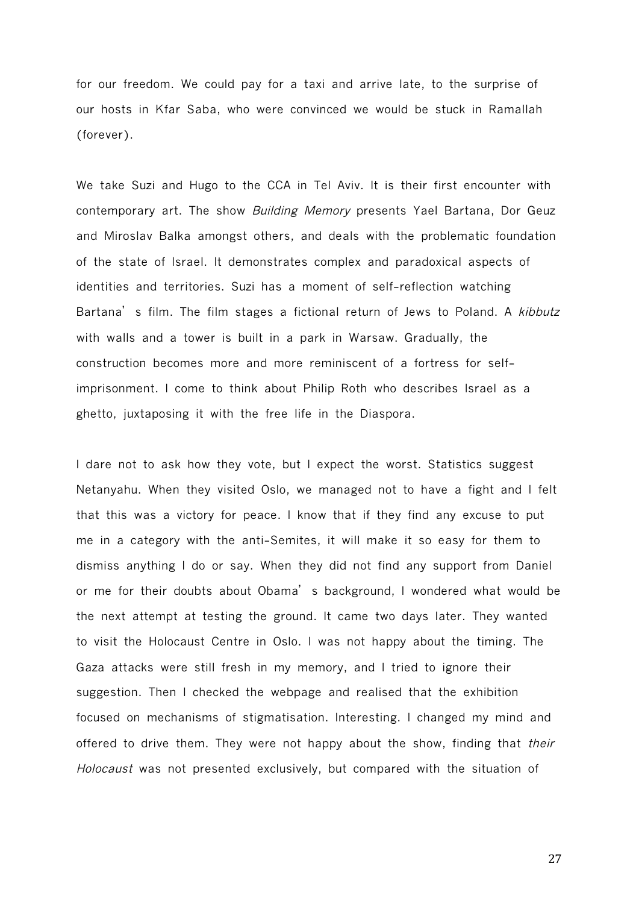for our freedom. We could pay for a taxi and arrive late, to the surprise of our hosts in Kfar Saba, who were convinced we would be stuck in Ramallah (forever).

We take Suzi and Hugo to the CCA in Tel Aviv. It is their first encounter with contemporary art. The show *Building Memory* presents Yael Bartana, Dor Geuz and Miroslav Balka amongst others, and deals with the problematic foundation of the state of Israel. It demonstrates complex and paradoxical aspects of identities and territories. Suzi has a moment of self-reflection watching Bartana's film. The film stages a fictional return of Jews to Poland. A *kibbutz* with walls and a tower is built in a park in Warsaw. Gradually, the construction becomes more and more reminiscent of a fortress for self-imprisonment. I come to think about Philip Roth who describes Israel as a ghetto, juxtaposing it with the free life in the Diaspora.

I dare not to ask how they vote, but I expect the worst. Statistics suggest Netanyahu. When they visited Oslo, we managed not to have a fight and I felt that this was a victory for peace. I know that if they find any excuse to put me in a category with the anti-Semites, it will make it so easy for them to dismiss anything I do or say. When they did not find any support from Daniel or me for their doubts about Obama's background, I wondered what would be the next attempt at testing the ground. It came two days later. They wanted to visit the Holocaust Centre in Oslo. I was not happy about the timing. The Gaza attacks were still fresh in my memory, and I tried to ignore their suggestion. Then I checked the webpage and realised that the exhibition focused on mechanisms of stigmatisation. Interesting. I changed my mind and offered to drive them. They were not happy about the show, finding that *their Holocaust* was not presented exclusively, but compared with the situation of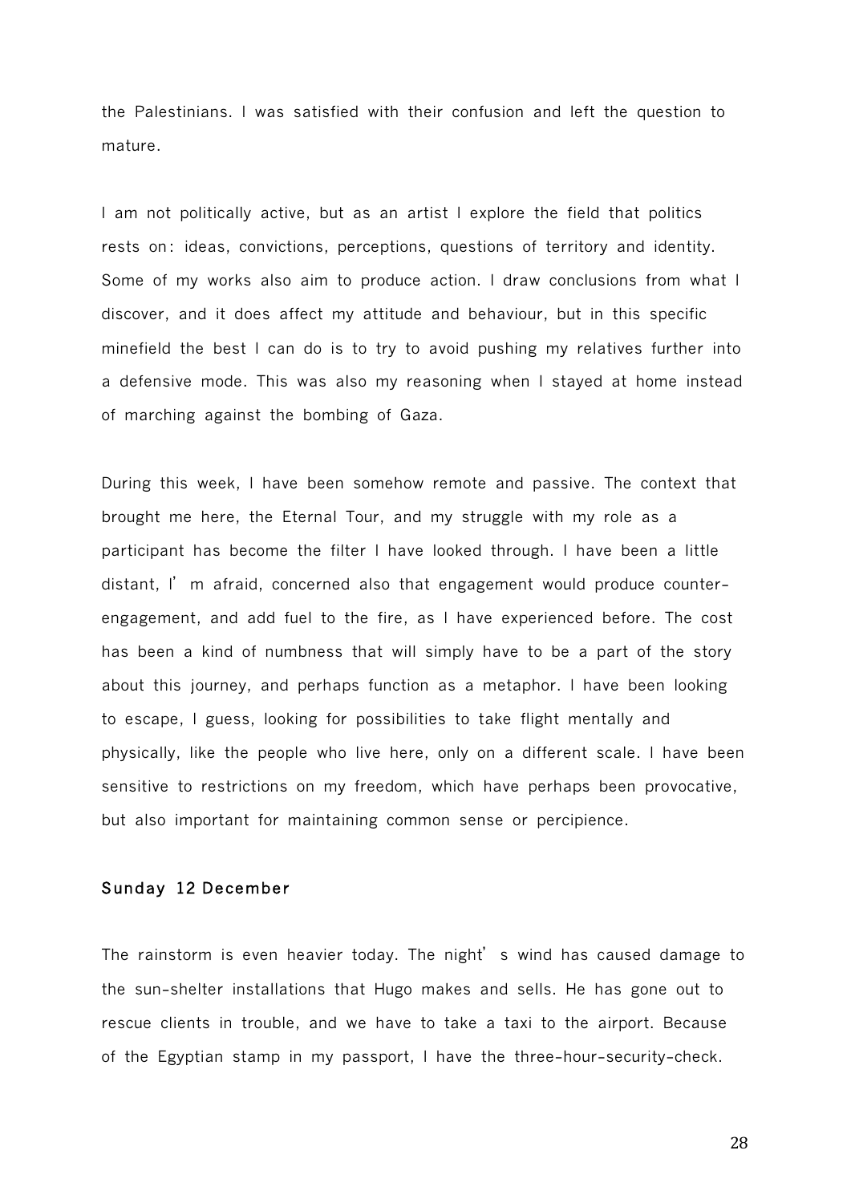the Palestinians. I was satisfied with their confusion and left the question to mature.

I am not politically active, but as an artist I explore the field that politics rests on: ideas, convictions, perceptions, questions of territory and identity. Some of my works also aim to produce action. I draw conclusions from what I discover, and it does affect my attitude and behaviour, but in this specific minefield the best I can do is to try to avoid pushing my relatives further into a defensive mode. This was also my reasoning when I stayed at home instead of marching against the bombing of Gaza.

During this week, I have been somehow remote and passive. The context that brought me here, the Eternal Tour, and my struggle with my role as a participant has become the filter I have looked through. I have been a little distant, I'm afraid, concerned also that engagement would produce counter-engagement, and add fuel to the fire, as I have experienced before. The cost has been a kind of numbness that will simply have to be a part of the story about this journey, and perhaps function as a metaphor. I have been looking to escape, I guess, looking for possibilities to take flight mentally and physically, like the people who live here, only on a different scale. I have been sensitive to restrictions on my freedom, which have perhaps been provocative, but also important for maintaining common sense or percipience.

### Sunday 12 December

The rainstorm is even heavier today. The night's wind has caused damage to the sun-shelter installations that Hugo makes and sells. He has gone out to rescue clients in trouble, and we have to take a taxi to the airport. Because of the Egyptian stamp in my passport, I have the three-hour-security-check.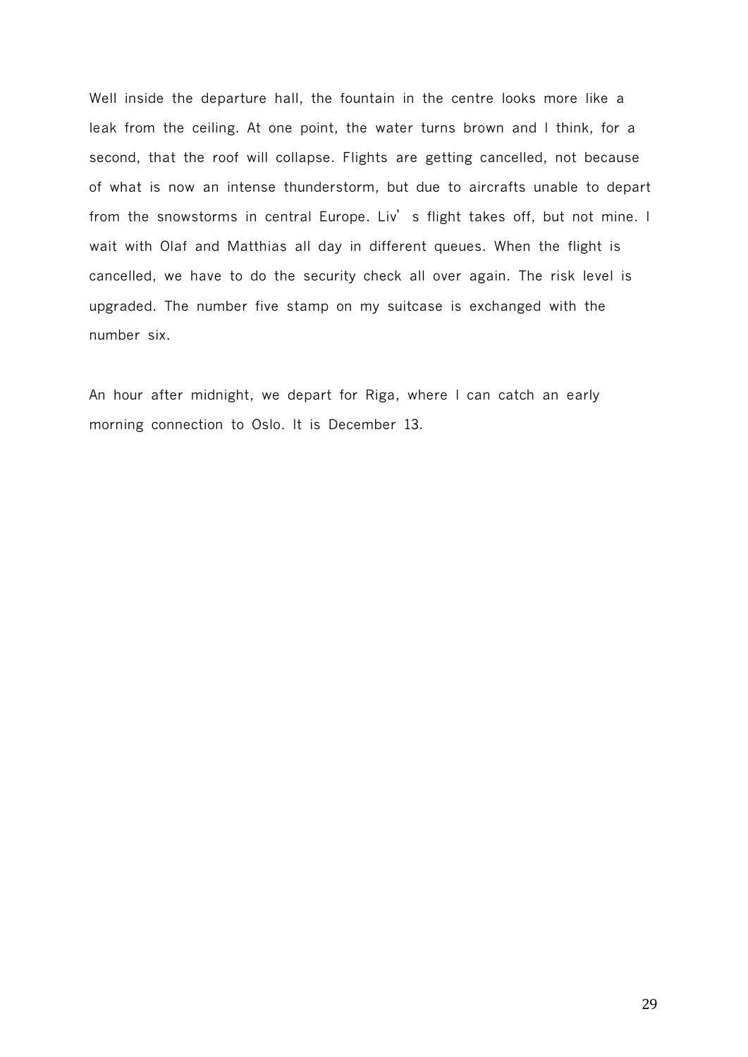Well inside the departure hall, the fountain in the centre looks more like a leak from the ceiling. At one point, the water turns brown and I think, for a second, that the roof will collapse. Flights are getting cancelled, not because of what is now an intense thunderstorm, but due to aircrafts unable to depart from the snowstorms in central Europe. Liv's flight takes off, but not mine. I wait with Olaf and Matthias all day in different queues. When the flight is cancelled, we have to do the security check all over again. The risk level is upgraded. The number five stamp on my suitcase is exchanged with the number six.

An hour after midnight, we depart for Riga, where I can catch an early morning connection to Oslo. It is December 13.